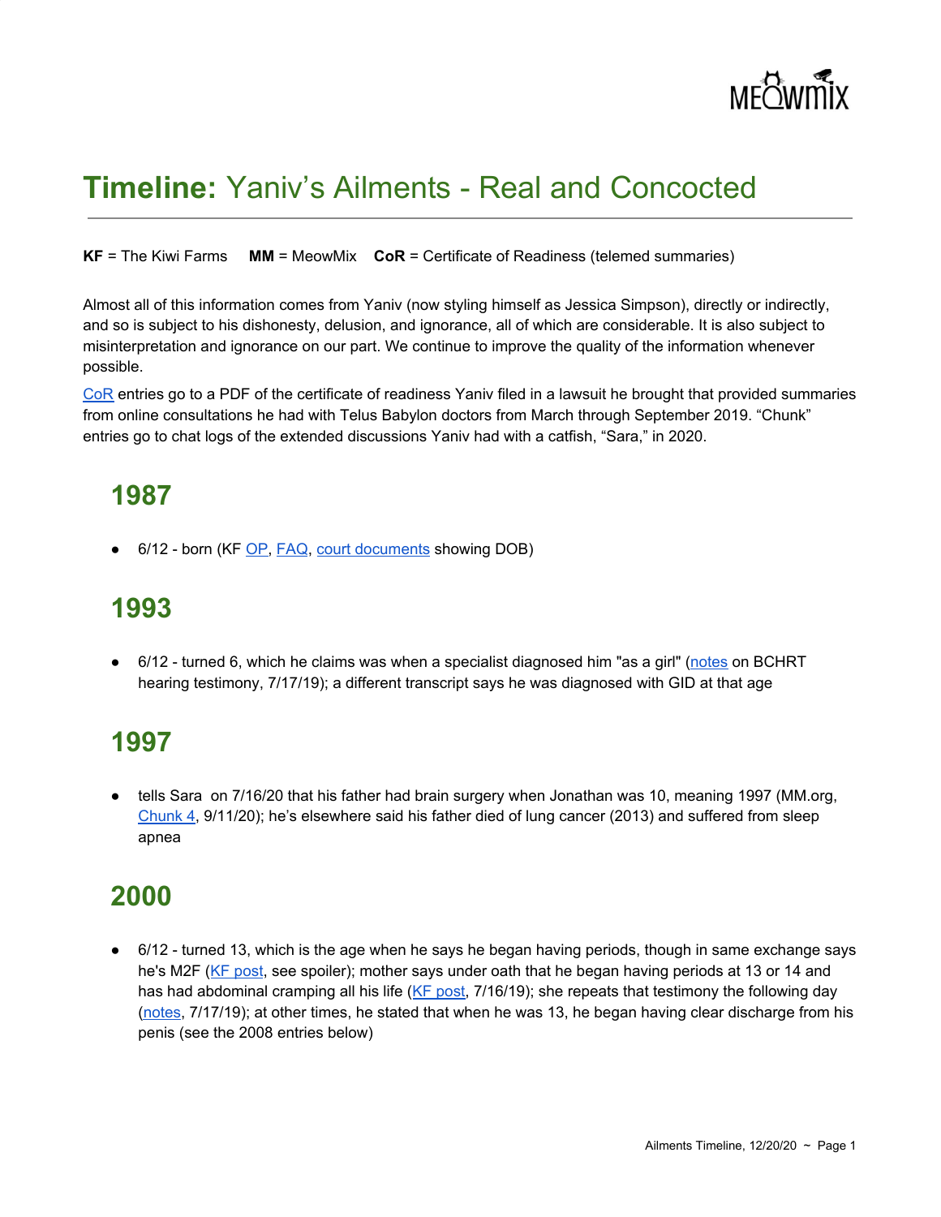# **Timeline:** Yaniv's Ailments - Real and Concocted

**KF** = The Kiwi Farms **MM** = MeowMix **CoR** = Certificate of Readiness (telemed summaries)

Almost all of this information comes from Yaniv (now styling himself as Jessica Simpson), directly or indirectly, and so is subject to his dishonesty, delusion, and ignorance, all of which are considerable. It is also subject to misinterpretation and ignorance on our part. We continue to improve the quality of the information whenever possible.

CoR entries go to a PDF of the certificate of readiness Yaniv filed in a lawsuit he brought that provided summaries from online consultations he had with Telus Babylon doctors from March through September 2019. "Chunk" entries go to chat logs of the extended discussions Yaniv had with a catfish, "Sara," in 2020.

## 1987

- 6/12 - born (KF OP, FAQ, court documents showing DOB)

## 1993

- 6/12 - turned 6, which he claims was when a specialist diagnosed him "as a girl" (notes on BCHRT hearing testimony, 7/17/19); a different transcript says he was diagnosed with GID at that age

## 1997

- tells Sara on 7/16/20 that his father had brain surgery when Jonathan was 10, meaning 1997 (MM.org, Chunk 4, 9/11/20); he's elsewhere said his father died of lung cancer (2013) and suffered from sleep apnea

## 2000

- 6/12 - turned 13, which is the age when he says he began having periods, though in same exchange says he's M2F (KF post, see spoiler); mother says under oath that he began having periods at 13 or 14 and has had abdominal cramping all his life (KF post, 7/16/19); she repeats that testimony the following day (notes, 7/17/19); at other times, he stated that when he was 13, he began having clear discharge from his penis (see the 2008 entries below)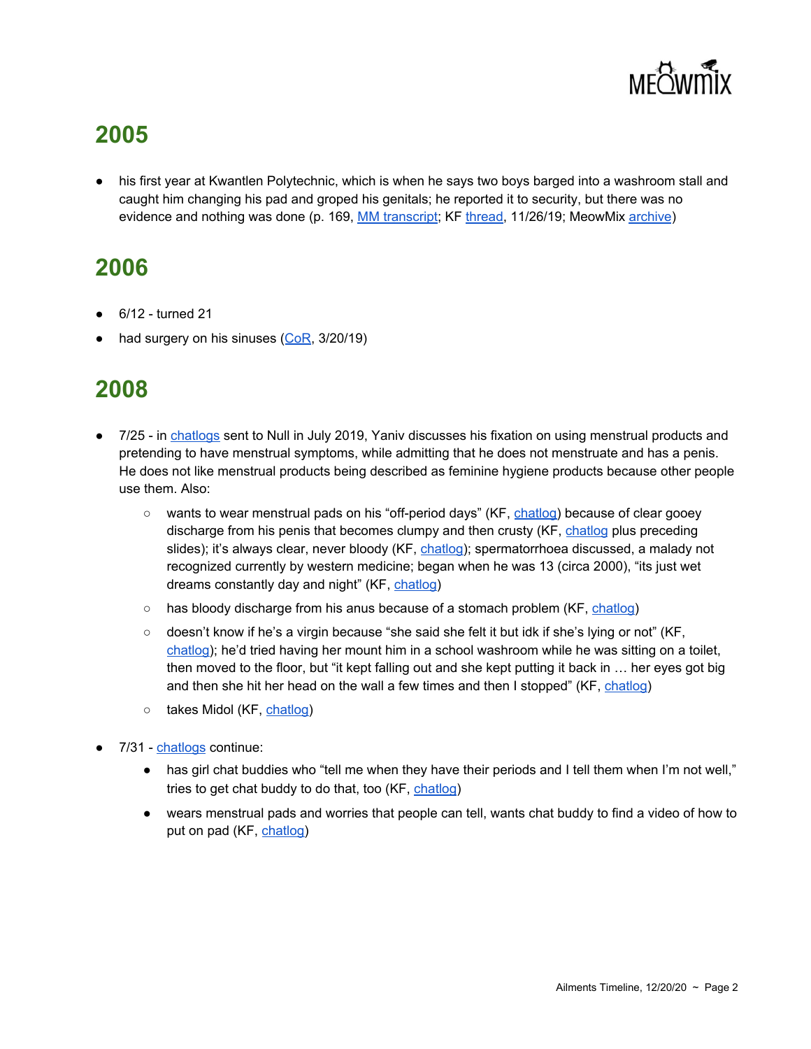## 2005

- his first year at Kwantlen Polytechnic, which is when he says two boys barged into a washroom stall and caught him changing his pad and groped his genitals; he reported it to security, but there was no evidence and nothing was done (p. 169, MM transcript; KF thread, 11/26/19; MeowMix archive)

## 2006

- 6/12 - turned 21
- had surgery on his sinuses (CoR, 3/20/19)

## 2008

- 7/25 - in chatlogs sent to Null in July 2019, Yaniv discusses his fixation on using menstrual products and pretending to have menstrual symptoms, while admitting that he does not menstruate and has a penis. He does not like menstrual products being described as feminine hygiene products because other people use them. Also:
  - wants to wear menstrual pads on his "off-period days" (KF, chatlog) because of clear gooey discharge from his penis that becomes clumpy and then crusty (KF, chatlog plus preceding slides); it's always clear, never bloody (KF, chatlog); spermatorrhoea discussed, a malady not recognized currently by western medicine; began when he was 13 (circa 2000), "its just wet dreams constantly day and night" (KF, chatlog)
  - has bloody discharge from his anus because of a stomach problem (KF, chatlog)
  - doesn't know if he's a virgin because "she said she felt it but idk if she's lying or not" (KF, chatlog); he'd tried having her mount him in a school washroom while he was sitting on a toilet, then moved to the floor, but "it kept falling out and she kept putting it back in … her eyes got big and then she hit her head on the wall a few times and then I stopped" (KF, chatlog)
  - takes Midol (KF, chatlog)
- 7/31 - chatlogs continue:
  - has girl chat buddies who "tell me when they have their periods and I tell them when I'm not well," tries to get chat buddy to do that, too (KF, chatlog)
  - wears menstrual pads and worries that people can tell, wants chat buddy to find a video of how to put on pad (KF, chatlog)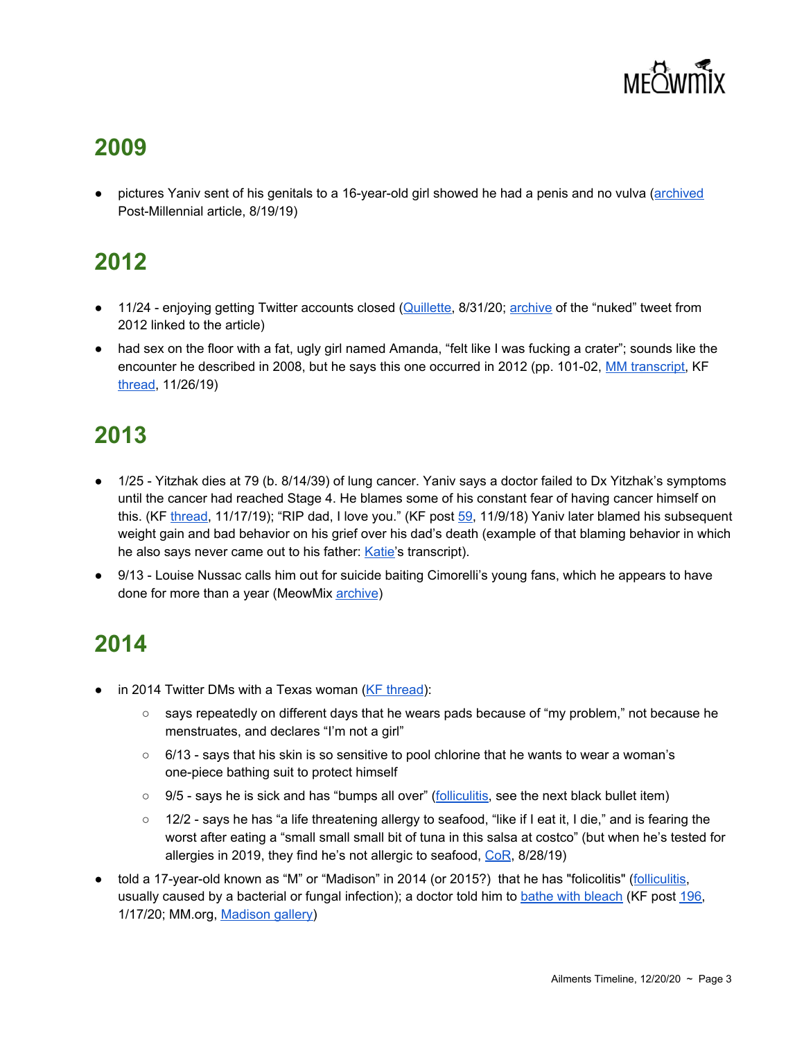## 2009

- pictures Yaniv sent of his genitals to a 16-year-old girl showed he had a penis and no vulva (archived Post-Millennial article, 8/19/19)

## 2012

- 11/24 - enjoying getting Twitter accounts closed (Quillette, 8/31/20; archive of the "nuked" tweet from 2012 linked to the article)
- had sex on the floor with a fat, ugly girl named Amanda, "felt like I was fucking a crater"; sounds like the encounter he described in 2008, but he says this one occurred in 2012 (pp. 101-02, MM transcript, KF thread, 11/26/19)

## 2013

- 1/25 - Yitzhak dies at 79 (b. 8/14/39) of lung cancer. Yaniv says a doctor failed to Dx Yitzhak's symptoms until the cancer had reached Stage 4. He blames some of his constant fear of having cancer himself on this. (KF thread, 11/17/19); "RIP dad, I love you." (KF post 59, 11/9/18) Yaniv later blamed his subsequent weight gain and bad behavior on his grief over his dad's death (example of that blaming behavior in which he also says never came out to his father: Katie's transcript).
- 9/13 - Louise Nussac calls him out for suicide baiting Cimorelli's young fans, which he appears to have done for more than a year (MeowMix archive)

## 2014

- in 2014 Twitter DMs with a Texas woman (KF thread):
  - says repeatedly on different days that he wears pads because of "my problem," not because he menstruates, and declares "I'm not a girl"
  - 6/13 - says that his skin is so sensitive to pool chlorine that he wants to wear a woman's one-piece bathing suit to protect himself
  - 9/5 - says he is sick and has "bumps all over" (folliculitis, see the next black bullet item)
  - 12/2 - says he has "a life threatening allergy to seafood, "like if I eat it, I die," and is fearing the worst after eating a "small small small bit of tuna in this salsa at costco" (but when he's tested for allergies in 2019, they find he's not allergic to seafood, CoR, 8/28/19)
- told a 17-year-old known as "M" or "Madison" in 2014 (or 2015?) that he has "folicolitis" (folliculitis, usually caused by a bacterial or fungal infection); a doctor told him to bathe with bleach (KF post 196, 1/17/20; MM.org, Madison gallery)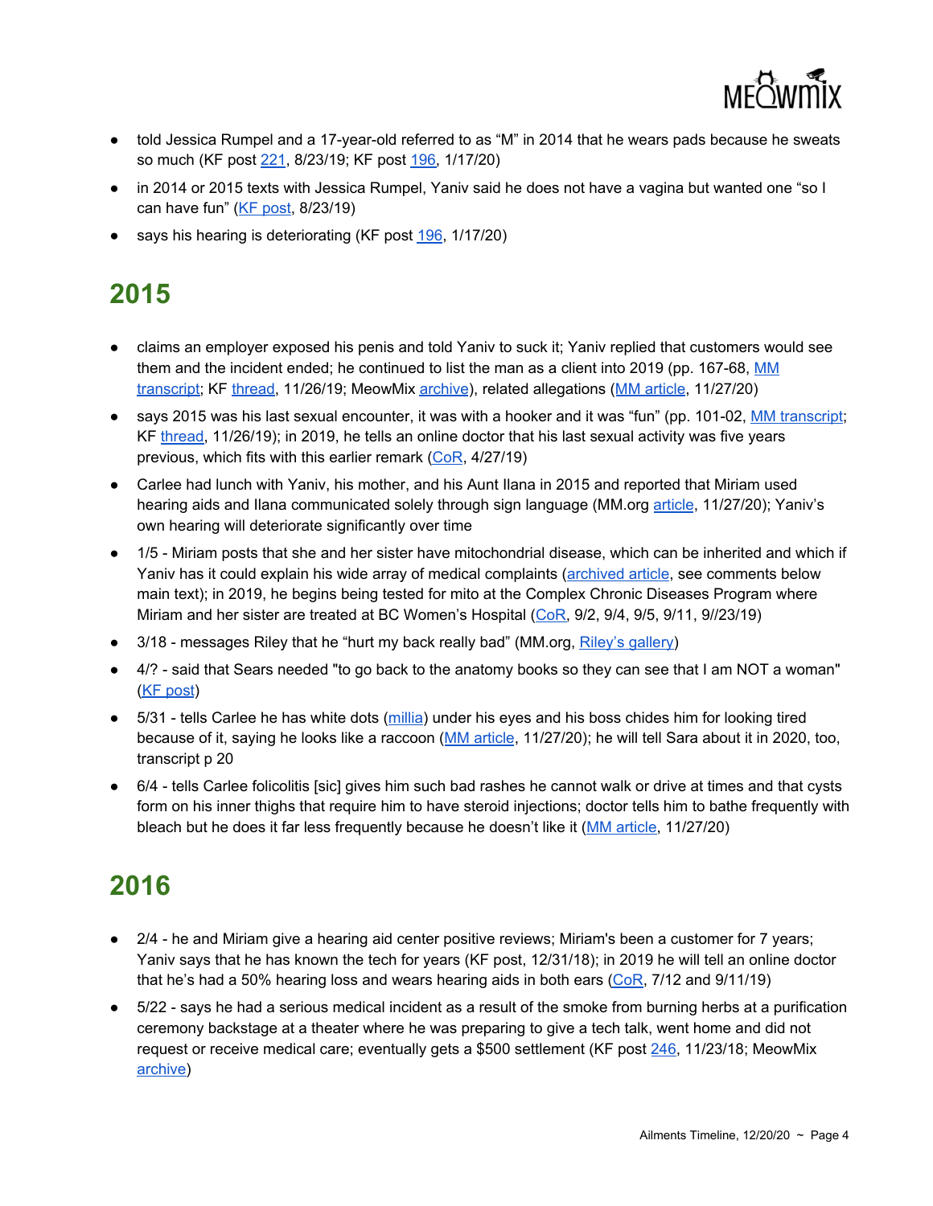- told Jessica Rumpel and a 17-year-old referred to as "M" in 2014 that he wears pads because he sweats so much (KF post 221, 8/23/19; KF post 196, 1/17/20)
- in 2014 or 2015 texts with Jessica Rumpel, Yaniv said he does not have a vagina but wanted one "so I can have fun" (KF post, 8/23/19)
- says his hearing is deteriorating (KF post 196, 1/17/20)

## 2015

- claims an employer exposed his penis and told Yaniv to suck it; Yaniv replied that customers would see them and the incident ended; he continued to list the man as a client into 2019 (pp. 167-68, MM transcript; KF thread, 11/26/19; MeowMix archive), related allegations (MM article, 11/27/20)
- says 2015 was his last sexual encounter, it was with a hooker and it was "fun" (pp. 101-02, MM transcript; KF thread, 11/26/19); in 2019, he tells an online doctor that his last sexual activity was five years previous, which fits with this earlier remark (CoR, 4/27/19)
- Carlee had lunch with Yaniv, his mother, and his Aunt Ilana in 2015 and reported that Miriam used hearing aids and Ilana communicated solely through sign language (MM.org article, 11/27/20); Yaniv's own hearing will deteriorate significantly over time
- 1/5 - Miriam posts that she and her sister have mitochondrial disease, which can be inherited and which if Yaniv has it could explain his wide array of medical complaints (archived article, see comments below main text); in 2019, he begins being tested for mito at the Complex Chronic Diseases Program where Miriam and her sister are treated at BC Women's Hospital (CoR, 9/2, 9/4, 9/5, 9/11, 9//23/19)
- 3/18 - messages Riley that he "hurt my back really bad" (MM.org, Riley's gallery)
- 4/? - said that Sears needed "to go back to the anatomy books so they can see that I am NOT a woman" (KF post)
- 5/31 - tells Carlee he has white dots (millia) under his eyes and his boss chides him for looking tired because of it, saying he looks like a raccoon (MM article, 11/27/20); he will tell Sara about it in 2020, too, transcript p 20
- 6/4 - tells Carlee folicolitis [sic] gives him such bad rashes he cannot walk or drive at times and that cysts form on his inner thighs that require him to have steroid injections; doctor tells him to bathe frequently with bleach but he does it far less frequently because he doesn't like it (MM article, 11/27/20)

## 2016

- 2/4 - he and Miriam give a hearing aid center positive reviews; Miriam's been a customer for 7 years; Yaniv says that he has known the tech for years (KF post, 12/31/18); in 2019 he will tell an online doctor that he's had a 50% hearing loss and wears hearing aids in both ears (CoR, 7/12 and 9/11/19)
- 5/22 - says he had a serious medical incident as a result of the smoke from burning herbs at a purification ceremony backstage at a theater where he was preparing to give a tech talk, went home and did not request or receive medical care; eventually gets a $500 settlement (KF post 246, 11/23/18; MeowMix archive)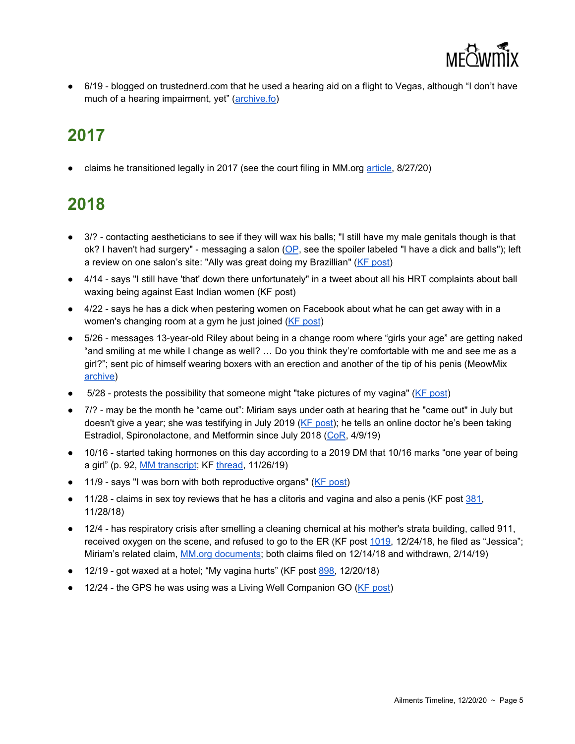- 6/19 - blogged on trustednerd.com that he used a hearing aid on a flight to Vegas, although "I don't have much of a hearing impairment, yet" (archive.fo)

## 2017

- claims he transitioned legally in 2017 (see the court filing in MM.org article, 8/27/20)

## 2018

- 3/? - contacting aestheticians to see if they will wax his balls; "I still have my male genitals though is that ok? I haven't had surgery" - messaging a salon (OP, see the spoiler labeled "I have a dick and balls"); left a review on one salon's site: "Ally was great doing my Brazillian" (KF post)
- 4/14 - says "I still have 'that' down there unfortunately" in a tweet about all his HRT complaints about ball waxing being against East Indian women (KF post)
- 4/22 - says he has a dick when pestering women on Facebook about what he can get away with in a women's changing room at a gym he just joined (KF post)
- 5/26 - messages 13-year-old Riley about being in a change room where "girls your age" are getting naked "and smiling at me while I change as well? … Do you think they're comfortable with me and see me as a girl?"; sent pic of himself wearing boxers with an erection and another of the tip of his penis (MeowMix archive)
- 5/28 - protests the possibility that someone might "take pictures of my vagina" (KF post)
- 7/? - may be the month he "came out": Miriam says under oath at hearing that he "came out" in July but doesn't give a year; she was testifying in July 2019 (KF post); he tells an online doctor he's been taking Estradiol, Spironolactone, and Metformin since July 2018 (CoR, 4/9/19)
- 10/16 - started taking hormones on this day according to a 2019 DM that 10/16 marks "one year of being a girl" (p. 92, MM transcript; KF thread, 11/26/19)
- 11/9 - says "I was born with both reproductive organs" (KF post)
- 11/28 - claims in sex toy reviews that he has a clitoris and vagina and also a penis (KF post 381, 11/28/18)
- 12/4 - has respiratory crisis after smelling a cleaning chemical at his mother's strata building, called 911, received oxygen on the scene, and refused to go to the ER (KF post 1019, 12/24/18, he filed as "Jessica"; Miriam's related claim, MM.org documents; both claims filed on 12/14/18 and withdrawn, 2/14/19)
- 12/19 - got waxed at a hotel; "My vagina hurts" (KF post 898, 12/20/18)
- 12/24 - the GPS he was using was a Living Well Companion GO (KF post)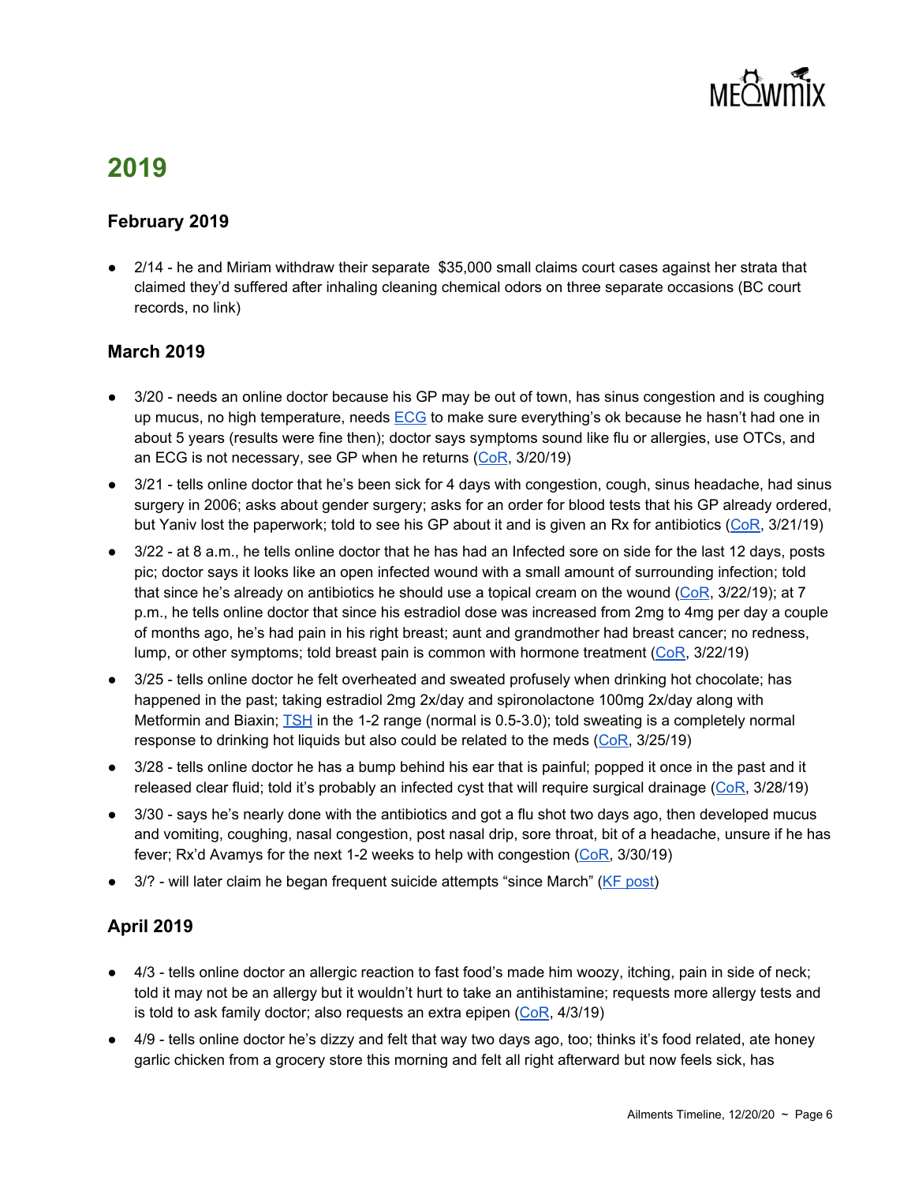# 2019

## February 2019

- 2/14 - he and Miriam withdraw their separate $35,000 small claims court cases against her strata that claimed they'd suffered after inhaling cleaning chemical odors on three separate occasions (BC court records, no link)

## March 2019

- 3/20 - needs an online doctor because his GP may be out of town, has sinus congestion and is coughing up mucus, no high temperature, needs ECG to make sure everything's ok because he hasn't had one in about 5 years (results were fine then); doctor says symptoms sound like flu or allergies, use OTCs, and an ECG is not necessary, see GP when he returns (CoR, 3/20/19)
- 3/21 - tells online doctor that he's been sick for 4 days with congestion, cough, sinus headache, had sinus surgery in 2006; asks about gender surgery; asks for an order for blood tests that his GP already ordered, but Yaniv lost the paperwork; told to see his GP about it and is given an Rx for antibiotics (CoR, 3/21/19)
- 3/22 - at 8 a.m., he tells online doctor that he has had an Infected sore on side for the last 12 days, posts pic; doctor says it looks like an open infected wound with a small amount of surrounding infection; told that since he's already on antibiotics he should use a topical cream on the wound (CoR, 3/22/19); at 7 p.m., he tells online doctor that since his estradiol dose was increased from 2mg to 4mg per day a couple of months ago, he's had pain in his right breast; aunt and grandmother had breast cancer; no redness, lump, or other symptoms; told breast pain is common with hormone treatment (CoR, 3/22/19)
- 3/25 - tells online doctor he felt overheated and sweated profusely when drinking hot chocolate; has happened in the past; taking estradiol 2mg 2x/day and spironolactone 100mg 2x/day along with Metformin and Biaxin; TSH in the 1-2 range (normal is 0.5-3.0); told sweating is a completely normal response to drinking hot liquids but also could be related to the meds (CoR, 3/25/19)
- 3/28 - tells online doctor he has a bump behind his ear that is painful; popped it once in the past and it released clear fluid; told it's probably an infected cyst that will require surgical drainage (CoR, 3/28/19)
- 3/30 - says he's nearly done with the antibiotics and got a flu shot two days ago, then developed mucus and vomiting, coughing, nasal congestion, post nasal drip, sore throat, bit of a headache, unsure if he has fever; Rx'd Avamys for the next 1-2 weeks to help with congestion (CoR, 3/30/19)
- 3/? - will later claim he began frequent suicide attempts "since March" (KF post)

## April 2019

- 4/3 - tells online doctor an allergic reaction to fast food's made him woozy, itching, pain in side of neck; told it may not be an allergy but it wouldn't hurt to take an antihistamine; requests more allergy tests and is told to ask family doctor; also requests an extra epipen (CoR, 4/3/19)
- 4/9 - tells online doctor he's dizzy and felt that way two days ago, too; thinks it's food related, ate honey garlic chicken from a grocery store this morning and felt all right afterward but now feels sick, has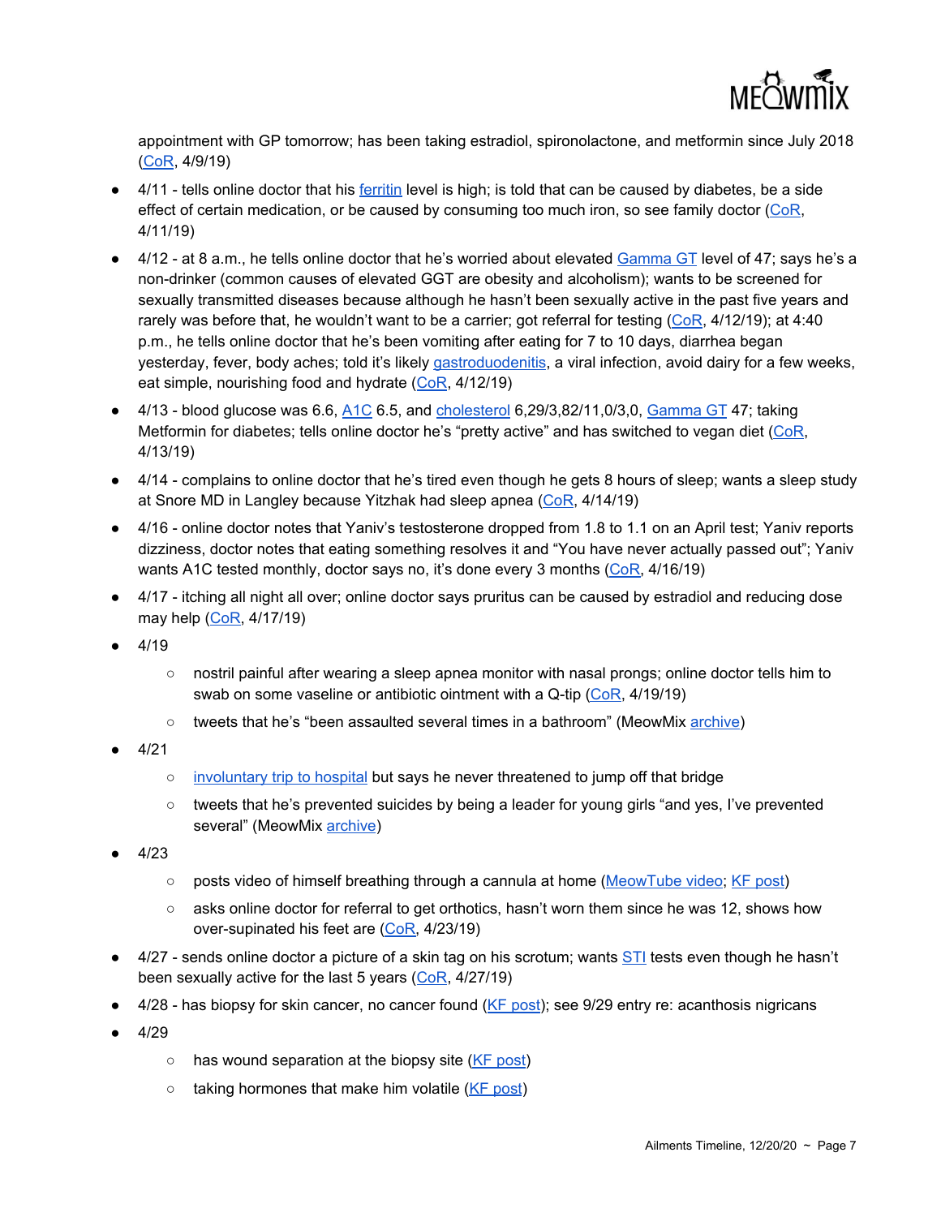appointment with GP tomorrow; has been taking estradiol, spironolactone, and metformin since July 2018 (CoR, 4/9/19)

- 4/11 - tells online doctor that his ferritin level is high; is told that can be caused by diabetes, be a side effect of certain medication, or be caused by consuming too much iron, so see family doctor (CoR, 4/11/19)
- 4/12 - at 8 a.m., he tells online doctor that he's worried about elevated Gamma GT level of 47; says he's a non-drinker (common causes of elevated GGT are obesity and alcoholism); wants to be screened for sexually transmitted diseases because although he hasn't been sexually active in the past five years and rarely was before that, he wouldn't want to be a carrier; got referral for testing (CoR, 4/12/19); at 4:40 p.m., he tells online doctor that he's been vomiting after eating for 7 to 10 days, diarrhea began yesterday, fever, body aches; told it's likely gastroduodenitis, a viral infection, avoid dairy for a few weeks, eat simple, nourishing food and hydrate (CoR, 4/12/19)
- 4/13 - blood glucose was 6.6, A1C 6.5, and cholesterol 6,29/3,82/11,0/3,0, Gamma GT 47; taking Metformin for diabetes; tells online doctor he's "pretty active" and has switched to vegan diet (CoR, 4/13/19)
- 4/14 - complains to online doctor that he's tired even though he gets 8 hours of sleep; wants a sleep study at Snore MD in Langley because Yitzhak had sleep apnea (CoR, 4/14/19)
- 4/16 - online doctor notes that Yaniv's testosterone dropped from 1.8 to 1.1 on an April test; Yaniv reports dizziness, doctor notes that eating something resolves it and "You have never actually passed out"; Yaniv wants A1C tested monthly, doctor says no, it's done every 3 months (CoR, 4/16/19)
- 4/17 - itching all night all over; online doctor says pruritus can be caused by estradiol and reducing dose may help (CoR, 4/17/19)
- 4/19
  - nostril painful after wearing a sleep apnea monitor with nasal prongs; online doctor tells him to swab on some vaseline or antibiotic ointment with a Q-tip (CoR, 4/19/19)
  - tweets that he's "been assaulted several times in a bathroom" (MeowMix archive)
- 4/21
  - involuntary trip to hospital but says he never threatened to jump off that bridge
  - tweets that he's prevented suicides by being a leader for young girls "and yes, I've prevented several" (MeowMix archive)
- 4/23
  - posts video of himself breathing through a cannula at home (MeowTube video; KF post)
  - asks online doctor for referral to get orthotics, hasn't worn them since he was 12, shows how over-supinated his feet are (CoR, 4/23/19)
- 4/27 - sends online doctor a picture of a skin tag on his scrotum; wants STI tests even though he hasn't been sexually active for the last 5 years (CoR, 4/27/19)
- 4/28 - has biopsy for skin cancer, no cancer found (KF post); see 9/29 entry re: acanthosis nigricans
- 4/29
  - has wound separation at the biopsy site (KF post)
  - taking hormones that make him volatile (KF post)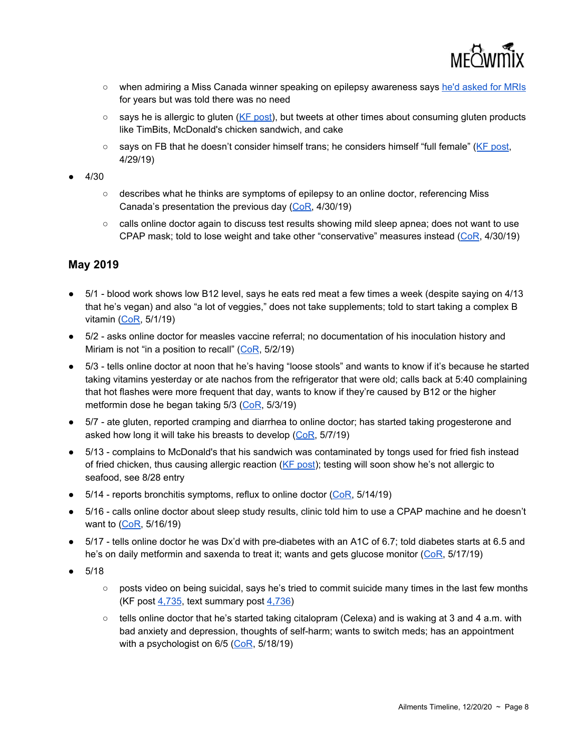- when admiring a Miss Canada winner speaking on epilepsy awareness says he'd asked for MRIs for years but was told there was no need
    - says he is allergic to gluten (KF post), but tweets at other times about consuming gluten products like TimBits, McDonald's chicken sandwich, and cake
    - says on FB that he doesn't consider himself trans; he considers himself "full female" (KF post, 4/29/19)
- 4/30
    - describes what he thinks are symptoms of epilepsy to an online doctor, referencing Miss Canada's presentation the previous day (CoR, 4/30/19)
    - calls online doctor again to discuss test results showing mild sleep apnea; does not want to use CPAP mask; told to lose weight and take other "conservative" measures instead (CoR, 4/30/19)

## May 2019

- 5/1 - blood work shows low B12 level, says he eats red meat a few times a week (despite saying on 4/13 that he's vegan) and also "a lot of veggies," does not take supplements; told to start taking a complex B vitamin (CoR, 5/1/19)
- 5/2 - asks online doctor for measles vaccine referral; no documentation of his inoculation history and Miriam is not "in a position to recall" (CoR, 5/2/19)
- 5/3 - tells online doctor at noon that he's having "loose stools" and wants to know if it's because he started taking vitamins yesterday or ate nachos from the refrigerator that were old; calls back at 5:40 complaining that hot flashes were more frequent that day, wants to know if they're caused by B12 or the higher metformin dose he began taking 5/3 (CoR, 5/3/19)
- 5/7 - ate gluten, reported cramping and diarrhea to online doctor; has started taking progesterone and asked how long it will take his breasts to develop (CoR, 5/7/19)
- 5/13 - complains to McDonald's that his sandwich was contaminated by tongs used for fried fish instead of fried chicken, thus causing allergic reaction (KF post); testing will soon show he's not allergic to seafood, see 8/28 entry
- 5/14 - reports bronchitis symptoms, reflux to online doctor (CoR, 5/14/19)
- 5/16 - calls online doctor about sleep study results, clinic told him to use a CPAP machine and he doesn't want to (CoR, 5/16/19)
- 5/17 - tells online doctor he was Dx'd with pre-diabetes with an A1C of 6.7; told diabetes starts at 6.5 and he's on daily metformin and saxenda to treat it; wants and gets glucose monitor (CoR, 5/17/19)
- 5/18
    - posts video on being suicidal, says he's tried to commit suicide many times in the last few months (KF post 4,735, text summary post 4,736)
    - tells online doctor that he's started taking citalopram (Celexa) and is waking at 3 and 4 a.m. with bad anxiety and depression, thoughts of self-harm; wants to switch meds; has an appointment with a psychologist on 6/5 (CoR, 5/18/19)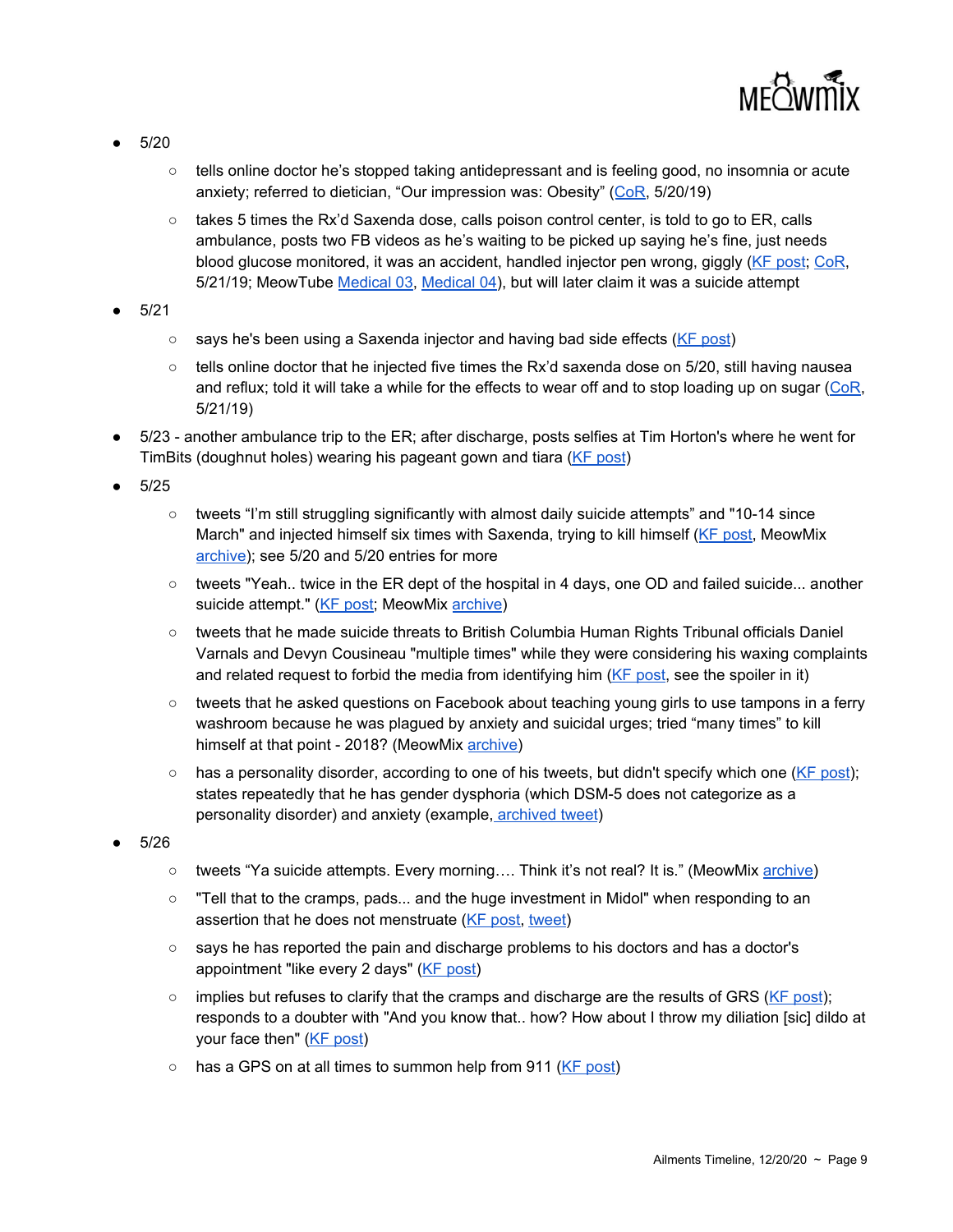- 5/20
  - tells online doctor he's stopped taking antidepressant and is feeling good, no insomnia or acute anxiety; referred to dietician, "Our impression was: Obesity" (CoR, 5/20/19)
  - takes 5 times the Rx'd Saxenda dose, calls poison control center, is told to go to ER, calls ambulance, posts two FB videos as he's waiting to be picked up saying he's fine, just needs blood glucose monitored, it was an accident, handled injector pen wrong, giggly (KF post; CoR, 5/21/19; MeowTube Medical 03, Medical 04), but will later claim it was a suicide attempt
- 5/21
  - says he's been using a Saxenda injector and having bad side effects (KF post)
  - tells online doctor that he injected five times the Rx'd saxenda dose on 5/20, still having nausea and reflux; told it will take a while for the effects to wear off and to stop loading up on sugar (CoR, 5/21/19)
- 5/23 - another ambulance trip to the ER; after discharge, posts selfies at Tim Horton's where he went for TimBits (doughnut holes) wearing his pageant gown and tiara (KF post)
- 5/25
  - tweets "I'm still struggling significantly with almost daily suicide attempts" and "10-14 since March" and injected himself six times with Saxenda, trying to kill himself (KF post, MeowMix archive); see 5/20 and 5/20 entries for more
  - tweets "Yeah.. twice in the ER dept of the hospital in 4 days, one OD and failed suicide... another suicide attempt." (KF post; MeowMix archive)
  - tweets that he made suicide threats to British Columbia Human Rights Tribunal officials Daniel Varnals and Devyn Cousineau "multiple times" while they were considering his waxing complaints and related request to forbid the media from identifying him (KF post, see the spoiler in it)
  - tweets that he asked questions on Facebook about teaching young girls to use tampons in a ferry washroom because he was plagued by anxiety and suicidal urges; tried "many times" to kill himself at that point - 2018? (MeowMix archive)
  - has a personality disorder, according to one of his tweets, but didn't specify which one (KF post); states repeatedly that he has gender dysphoria (which DSM-5 does not categorize as a personality disorder) and anxiety (example, archived tweet)
- 5/26
  - tweets "Ya suicide attempts. Every morning…. Think it's not real? It is." (MeowMix archive)
  - "Tell that to the cramps, pads... and the huge investment in Midol" when responding to an assertion that he does not menstruate (KF post, tweet)
  - says he has reported the pain and discharge problems to his doctors and has a doctor's appointment "like every 2 days" (KF post)
  - implies but refuses to clarify that the cramps and discharge are the results of GRS (KF post); responds to a doubter with "And you know that.. how? How about I throw my diliation [sic] dildo at your face then" (KF post)
  - has a GPS on at all times to summon help from 911 (KF post)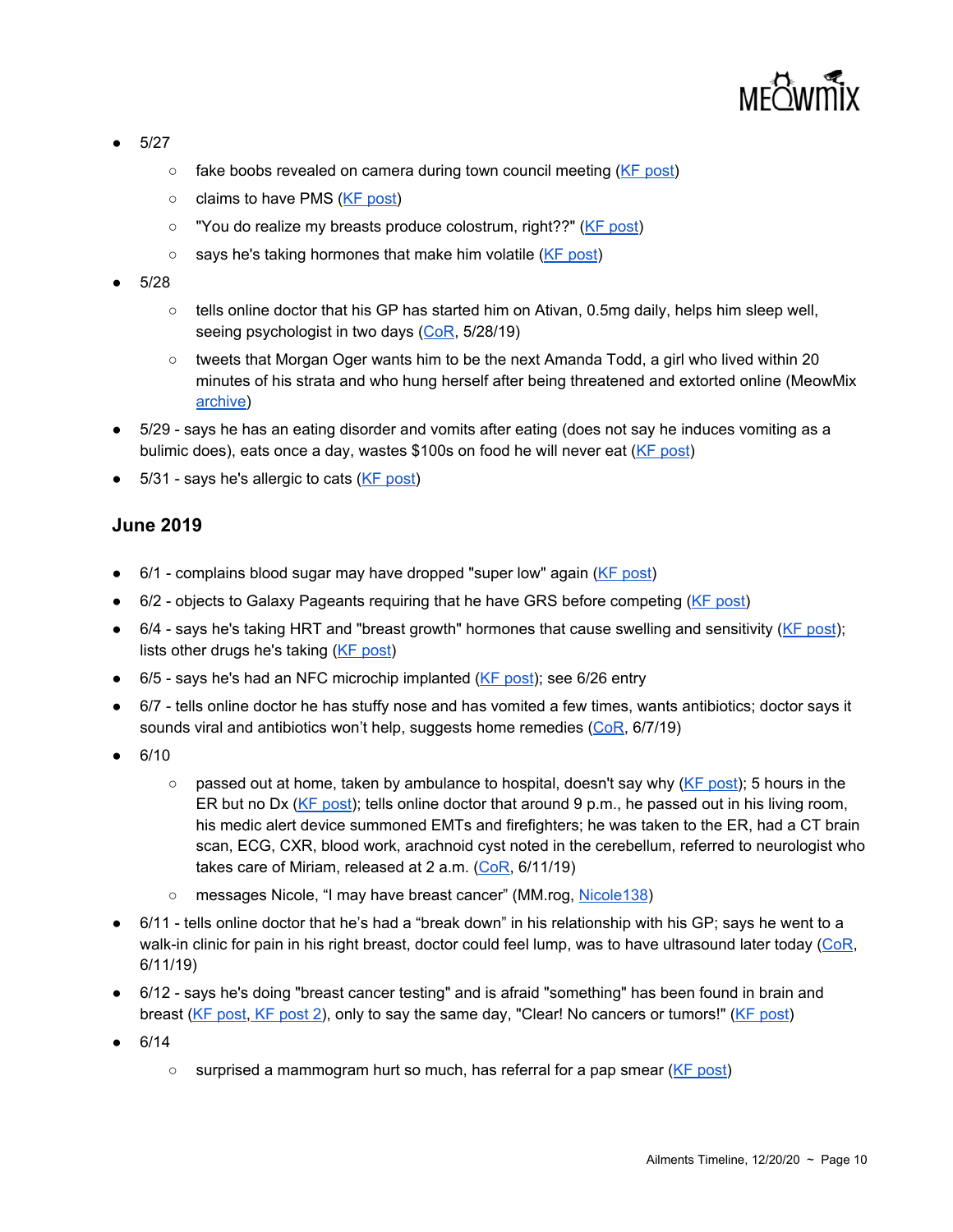- 5/27
  - fake boobs revealed on camera during town council meeting (KF post)
  - claims to have PMS (KF post)
  - "You do realize my breasts produce colostrum, right??" (KF post)
  - says he's taking hormones that make him volatile (KF post)
- 5/28
  - tells online doctor that his GP has started him on Ativan, 0.5mg daily, helps him sleep well, seeing psychologist in two days (CoR, 5/28/19)
  - tweets that Morgan Oger wants him to be the next Amanda Todd, a girl who lived within 20 minutes of his strata and who hung herself after being threatened and extorted online (MeowMix archive)
- 5/29 - says he has an eating disorder and vomits after eating (does not say he induces vomiting as a bulimic does), eats once a day, wastes $100s on food he will never eat (KF post)
- 5/31 - says he's allergic to cats (KF post)

## June 2019

- 6/1 - complains blood sugar may have dropped "super low" again (KF post)
- 6/2 - objects to Galaxy Pageants requiring that he have GRS before competing (KF post)
- 6/4 - says he's taking HRT and "breast growth" hormones that cause swelling and sensitivity (KF post); lists other drugs he's taking (KF post)
- 6/5 - says he's had an NFC microchip implanted (KF post); see 6/26 entry
- 6/7 - tells online doctor he has stuffy nose and has vomited a few times, wants antibiotics; doctor says it sounds viral and antibiotics won't help, suggests home remedies (CoR, 6/7/19)
- 6/10
  - passed out at home, taken by ambulance to hospital, doesn't say why (KF post); 5 hours in the ER but no Dx (KF post); tells online doctor that around 9 p.m., he passed out in his living room, his medic alert device summoned EMTs and firefighters; he was taken to the ER, had a CT brain scan, ECG, CXR, blood work, arachnoid cyst noted in the cerebellum, referred to neurologist who takes care of Miriam, released at 2 a.m. (CoR, 6/11/19)
  - messages Nicole, "I may have breast cancer" (MM.rog, Nicole138)
- 6/11 - tells online doctor that he's had a "break down" in his relationship with his GP; says he went to a walk-in clinic for pain in his right breast, doctor could feel lump, was to have ultrasound later today (CoR, 6/11/19)
- 6/12 - says he's doing "breast cancer testing" and is afraid "something" has been found in brain and breast (KF post, KF post 2), only to say the same day, "Clear! No cancers or tumors!" (KF post)
- 6/14
  - surprised a mammogram hurt so much, has referral for a pap smear (KF post)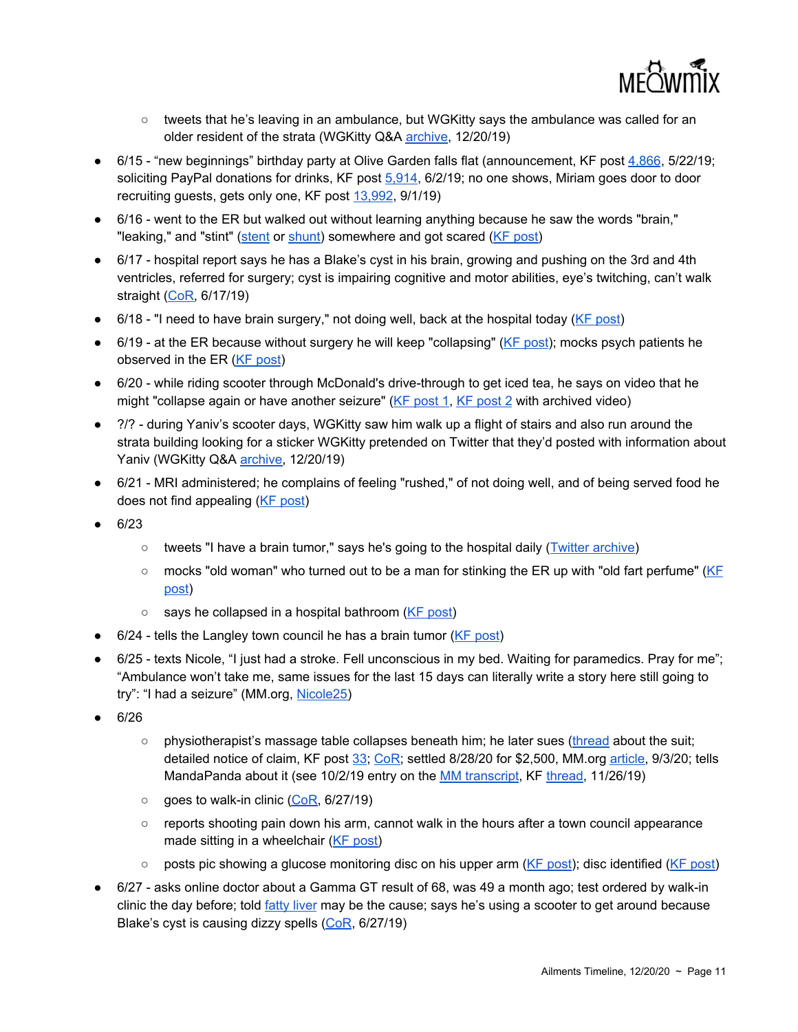- tweets that he's leaving in an ambulance, but WGKitty says the ambulance was called for an older resident of the strata (WGKitty Q&A archive, 12/20/19)

- 6/15 - "new beginnings" birthday party at Olive Garden falls flat (announcement, KF post 4,866, 5/22/19; soliciting PayPal donations for drinks, KF post 5,914, 6/2/19; no one shows, Miriam goes door to door recruiting guests, gets only one, KF post 13,992, 9/1/19)
- 6/16 - went to the ER but walked out without learning anything because he saw the words "brain," "leaking," and "stint" (stent or shunt) somewhere and got scared (KF post)
- 6/17 - hospital report says he has a Blake's cyst in his brain, growing and pushing on the 3rd and 4th ventricles, referred for surgery; cyst is impairing cognitive and motor abilities, eye's twitching, can't walk straight (CoR, 6/17/19)
- 6/18 - "I need to have brain surgery," not doing well, back at the hospital today (KF post)
- 6/19 - at the ER because without surgery he will keep "collapsing" (KF post); mocks psych patients he observed in the ER (KF post)
- 6/20 - while riding scooter through McDonald's drive-through to get iced tea, he says on video that he might "collapse again or have another seizure" (KF post 1, KF post 2 with archived video)
- ?/? - during Yaniv's scooter days, WGKitty saw him walk up a flight of stairs and also run around the strata building looking for a sticker WGKitty pretended on Twitter that they'd posted with information about Yaniv (WGKitty Q&A archive, 12/20/19)
- 6/21 - MRI administered; he complains of feeling "rushed," of not doing well, and of being served food he does not find appealing (KF post)
- 6/23
  - tweets "I have a brain tumor," says he's going to the hospital daily (Twitter archive)
  - mocks "old woman" who turned out to be a man for stinking the ER up with "old fart perfume" (KF post)
  - says he collapsed in a hospital bathroom (KF post)
- 6/24 - tells the Langley town council he has a brain tumor (KF post)
- 6/25 - texts Nicole, "I just had a stroke. Fell unconscious in my bed. Waiting for paramedics. Pray for me"; "Ambulance won't take me, same issues for the last 15 days can literally write a story here still going to try": "I had a seizure" (MM.org, Nicole25)
- 6/26
  - physiotherapist's massage table collapses beneath him; he later sues (thread about the suit; detailed notice of claim, KF post 33; CoR; settled 8/28/20 for $2,500, MM.org article, 9/3/20; tells MandaPanda about it (see 10/2/19 entry on the MM transcript, KF thread, 11/26/19)
  - goes to walk-in clinic (CoR, 6/27/19)
  - reports shooting pain down his arm, cannot walk in the hours after a town council appearance made sitting in a wheelchair (KF post)
  - posts pic showing a glucose monitoring disc on his upper arm (KF post); disc identified (KF post)
- 6/27 - asks online doctor about a Gamma GT result of 68, was 49 a month ago; test ordered by walk-in clinic the day before; told fatty liver may be the cause; says he's using a scooter to get around because Blake's cyst is causing dizzy spells (CoR, 6/27/19)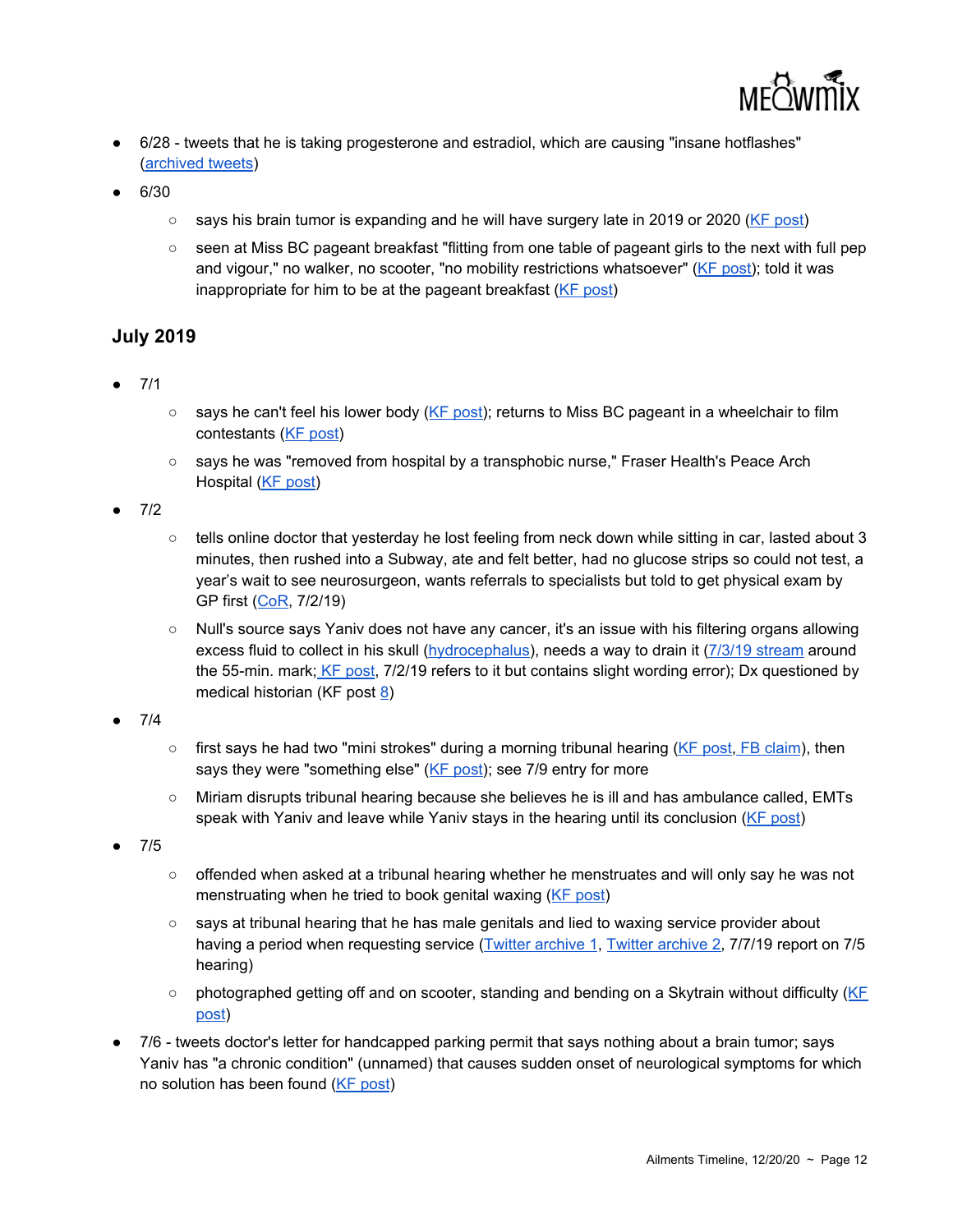- 6/28 - tweets that he is taking progesterone and estradiol, which are causing "insane hotflashes" (archived tweets)
- 6/30
  - says his brain tumor is expanding and he will have surgery late in 2019 or 2020 (KF post)
  - seen at Miss BC pageant breakfast "flitting from one table of pageant girls to the next with full pep and vigour," no walker, no scooter, "no mobility restrictions whatsoever" (KF post); told it was inappropriate for him to be at the pageant breakfast (KF post)

## July 2019

- 7/1
  - says he can't feel his lower body (KF post); returns to Miss BC pageant in a wheelchair to film contestants (KF post)
  - says he was "removed from hospital by a transphobic nurse," Fraser Health's Peace Arch Hospital (KF post)
- 7/2
  - tells online doctor that yesterday he lost feeling from neck down while sitting in car, lasted about 3 minutes, then rushed into a Subway, ate and felt better, had no glucose strips so could not test, a year's wait to see neurosurgeon, wants referrals to specialists but told to get physical exam by GP first (CoR, 7/2/19)
  - Null's source says Yaniv does not have any cancer, it's an issue with his filtering organs allowing excess fluid to collect in his skull (hydrocephalus), needs a way to drain it (7/3/19 stream around the 55-min. mark; KF post, 7/2/19 refers to it but contains slight wording error); Dx questioned by medical historian (KF post 8)
- 7/4
  - first says he had two "mini strokes" during a morning tribunal hearing (KF post, FB claim), then says they were "something else" (KF post); see 7/9 entry for more
  - Miriam disrupts tribunal hearing because she believes he is ill and has ambulance called, EMTs speak with Yaniv and leave while Yaniv stays in the hearing until its conclusion (KF post)
- 7/5
  - offended when asked at a tribunal hearing whether he menstruates and will only say he was not menstruating when he tried to book genital waxing (KF post)
  - says at tribunal hearing that he has male genitals and lied to waxing service provider about having a period when requesting service (Twitter archive 1, Twitter archive 2, 7/7/19 report on 7/5 hearing)
  - photographed getting off and on scooter, standing and bending on a Skytrain without difficulty (KF post)
- 7/6 - tweets doctor's letter for handcapped parking permit that says nothing about a brain tumor; says Yaniv has "a chronic condition" (unnamed) that causes sudden onset of neurological symptoms for which no solution has been found (KF post)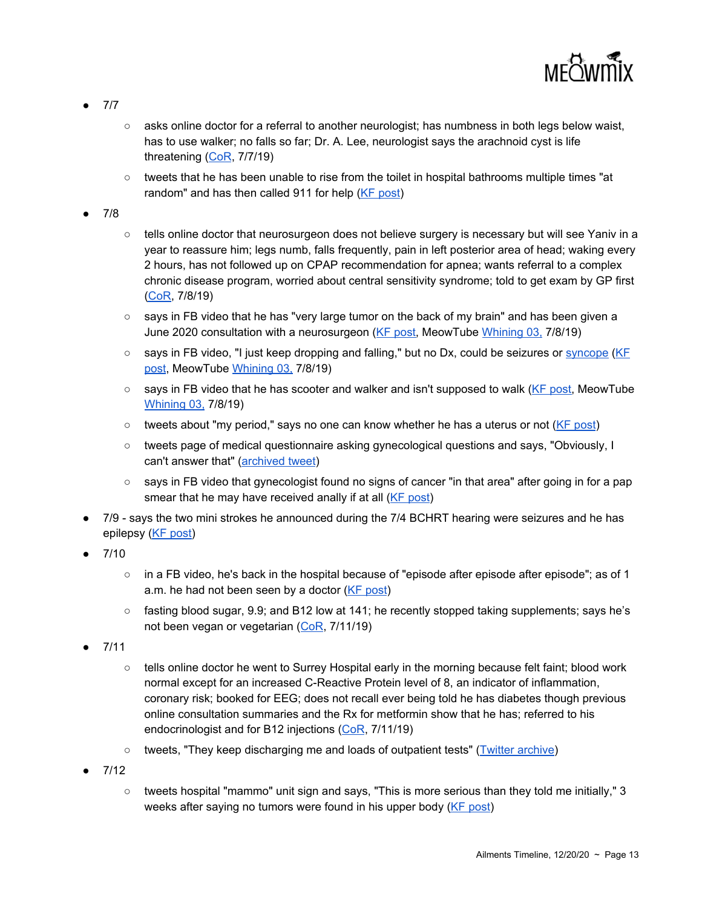- 7/7
    - asks online doctor for a referral to another neurologist; has numbness in both legs below waist, has to use walker; no falls so far; Dr. A. Lee, neurologist says the arachnoid cyst is life threatening (CoR, 7/7/19)
    - tweets that he has been unable to rise from the toilet in hospital bathrooms multiple times "at random" and has then called 911 for help (KF post)
- 7/8
    - tells online doctor that neurosurgeon does not believe surgery is necessary but will see Yaniv in a year to reassure him; legs numb, falls frequently, pain in left posterior area of head; waking every 2 hours, has not followed up on CPAP recommendation for apnea; wants referral to a complex chronic disease program, worried about central sensitivity syndrome; told to get exam by GP first (CoR, 7/8/19)
    - says in FB video that he has "very large tumor on the back of my brain" and has been given a June 2020 consultation with a neurosurgeon (KF post, MeowTube Whining 03, 7/8/19)
    - says in FB video, "I just keep dropping and falling," but no Dx, could be seizures or syncope (KF post, MeowTube Whining 03, 7/8/19)
    - says in FB video that he has scooter and walker and isn't supposed to walk (KF post, MeowTube Whining 03, 7/8/19)
    - tweets about "my period," says no one can know whether he has a uterus or not (KF post)
    - tweets page of medical questionnaire asking gynecological questions and says, "Obviously, I can't answer that" (archived tweet)
    - says in FB video that gynecologist found no signs of cancer "in that area" after going in for a pap smear that he may have received anally if at all (KF post)
- 7/9 - says the two mini strokes he announced during the 7/4 BCHRT hearing were seizures and he has epilepsy (KF post)
- 7/10
    - in a FB video, he's back in the hospital because of "episode after episode after episode"; as of 1 a.m. he had not been seen by a doctor (KF post)
    - fasting blood sugar, 9.9; and B12 low at 141; he recently stopped taking supplements; says he's not been vegan or vegetarian (CoR, 7/11/19)
- 7/11
    - tells online doctor he went to Surrey Hospital early in the morning because felt faint; blood work normal except for an increased C-Reactive Protein level of 8, an indicator of inflammation, coronary risk; booked for EEG; does not recall ever being told he has diabetes though previous online consultation summaries and the Rx for metformin show that he has; referred to his endocrinologist and for B12 injections (CoR, 7/11/19)
    - tweets, "They keep discharging me and loads of outpatient tests" (Twitter archive)
- 7/12
    - tweets hospital "mammo" unit sign and says, "This is more serious than they told me initially," 3 weeks after saying no tumors were found in his upper body (KF post)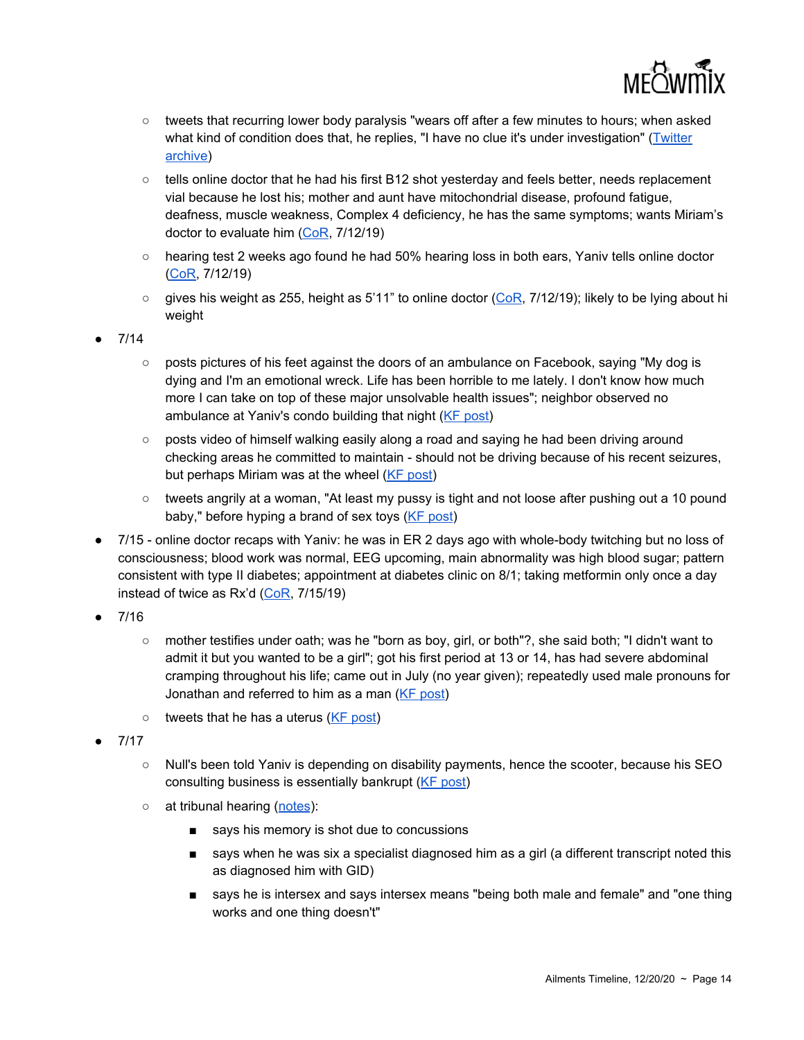- tweets that recurring lower body paralysis "wears off after a few minutes to hours; when asked what kind of condition does that, he replies, "I have no clue it's under investigation" ([Twitter archive](#))
    - tells online doctor that he had his first B12 shot yesterday and feels better, needs replacement vial because he lost his; mother and aunt have mitochondrial disease, profound fatigue, deafness, muscle weakness, Complex 4 deficiency, he has the same symptoms; wants Miriam's doctor to evaluate him ([CoR](#), 7/12/19)
    - hearing test 2 weeks ago found he had 50% hearing loss in both ears, Yaniv tells online doctor ([CoR](#), 7/12/19)
    - gives his weight as 255, height as 5'11" to online doctor ([CoR](#), 7/12/19); likely to be lying about hi weight
- 7/14
    - posts pictures of his feet against the doors of an ambulance on Facebook, saying "My dog is dying and I'm an emotional wreck. Life has been horrible to me lately. I don't know how much more I can take on top of these major unsolvable health issues"; neighbor observed no ambulance at Yaniv's condo building that night ([KF post](#))
    - posts video of himself walking easily along a road and saying he had been driving around checking areas he committed to maintain - should not be driving because of his recent seizures, but perhaps Miriam was at the wheel ([KF post](#))
    - tweets angrily at a woman, "At least my pussy is tight and not loose after pushing out a 10 pound baby," before hyping a brand of sex toys ([KF post](#))
- 7/15 - online doctor recaps with Yaniv: he was in ER 2 days ago with whole-body twitching but no loss of consciousness; blood work was normal, EEG upcoming, main abnormality was high blood sugar; pattern consistent with type II diabetes; appointment at diabetes clinic on 8/1; taking metformin only once a day instead of twice as Rx'd ([CoR](#), 7/15/19)
- 7/16
    - mother testifies under oath; was he "born as boy, girl, or both"?, she said both; "I didn't want to admit it but you wanted to be a girl"; got his first period at 13 or 14, has had severe abdominal cramping throughout his life; came out in July (no year given); repeatedly used male pronouns for Jonathan and referred to him as a man ([KF post](#))
    - tweets that he has a uterus ([KF post](#))
- 7/17
    - Null's been told Yaniv is depending on disability payments, hence the scooter, because his SEO consulting business is essentially bankrupt ([KF post](#))
    - at tribunal hearing ([notes](#)):
        - says his memory is shot due to concussions
        - says when he was six a specialist diagnosed him as a girl (a different transcript noted this as diagnosed him with GID)
        - says he is intersex and says intersex means "being both male and female" and "one thing works and one thing doesn't"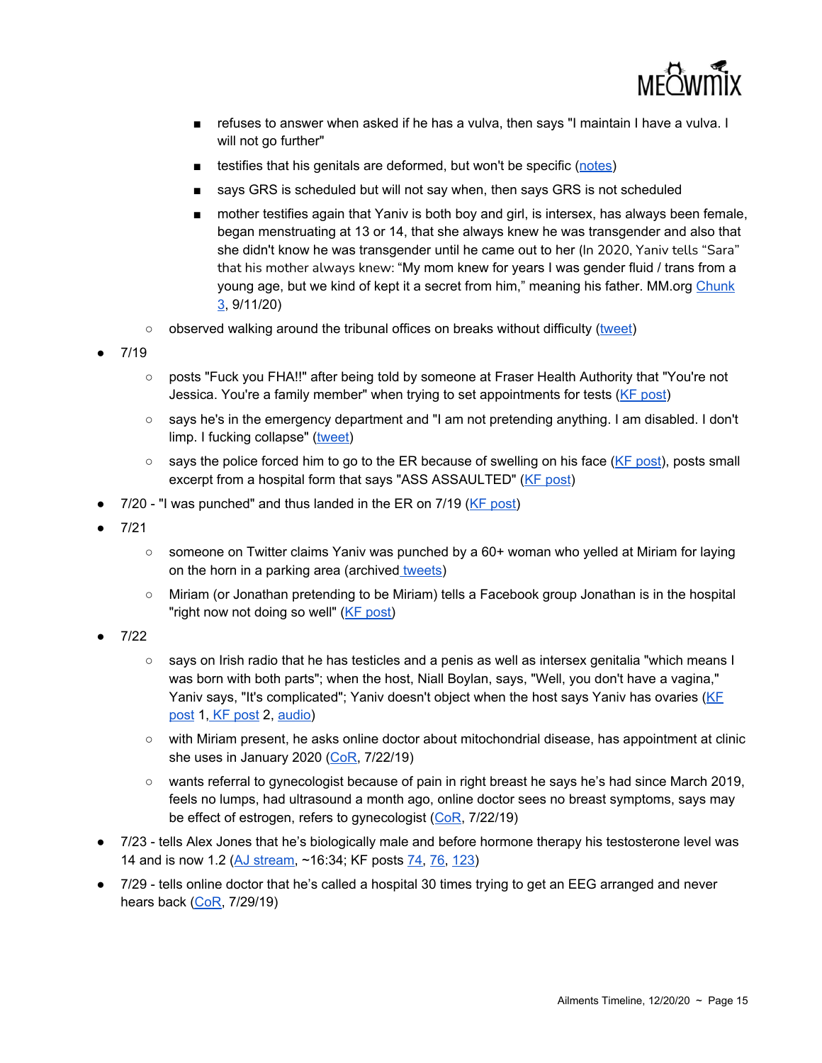- refuses to answer when asked if he has a vulva, then says "I maintain I have a vulva. I will not go further"
        - testifies that his genitals are deformed, but won't be specific (notes)
        - says GRS is scheduled but will not say when, then says GRS is not scheduled
        - mother testifies again that Yaniv is both boy and girl, is intersex, has always been female, began menstruating at 13 or 14, that she always knew he was transgender and also that she didn't know he was transgender until he came out to her (In 2020, Yaniv tells "Sara" that his mother always knew: "My mom knew for years I was gender fluid / trans from a young age, but we kind of kept it a secret from him," meaning his father. MM.org Chunk 3, 9/11/20)
    - observed walking around the tribunal offices on breaks without difficulty (tweet)
- 7/19
    - posts "Fuck you FHA!!" after being told by someone at Fraser Health Authority that "You're not Jessica. You're a family member" when trying to set appointments for tests (KF post)
    - says he's in the emergency department and "I am not pretending anything. I am disabled. I don't limp. I fucking collapse" (tweet)
    - says the police forced him to go to the ER because of swelling on his face (KF post), posts small excerpt from a hospital form that says "ASS ASSAULTED" (KF post)
- 7/20 - "I was punched" and thus landed in the ER on 7/19 (KF post)
- 7/21
    - someone on Twitter claims Yaniv was punched by a 60+ woman who yelled at Miriam for laying on the horn in a parking area (archived tweets)
    - Miriam (or Jonathan pretending to be Miriam) tells a Facebook group Jonathan is in the hospital "right now not doing so well" (KF post)
- 7/22
    - says on Irish radio that he has testicles and a penis as well as intersex genitalia "which means I was born with both parts"; when the host, Niall Boylan, says, "Well, you don't have a vagina," Yaniv says, "It's complicated"; Yaniv doesn't object when the host says Yaniv has ovaries (KF post 1, KF post 2, audio)
    - with Miriam present, he asks online doctor about mitochondrial disease, has appointment at clinic she uses in January 2020 (CoR, 7/22/19)
    - wants referral to gynecologist because of pain in right breast he says he's had since March 2019, feels no lumps, had ultrasound a month ago, online doctor sees no breast symptoms, says may be effect of estrogen, refers to gynecologist (CoR, 7/22/19)
- 7/23 - tells Alex Jones that he's biologically male and before hormone therapy his testosterone level was 14 and is now 1.2 (AJ stream, ~16:34; KF posts 74, 76, 123)
- 7/29 - tells online doctor that he's called a hospital 30 times trying to get an EEG arranged and never hears back (CoR, 7/29/19)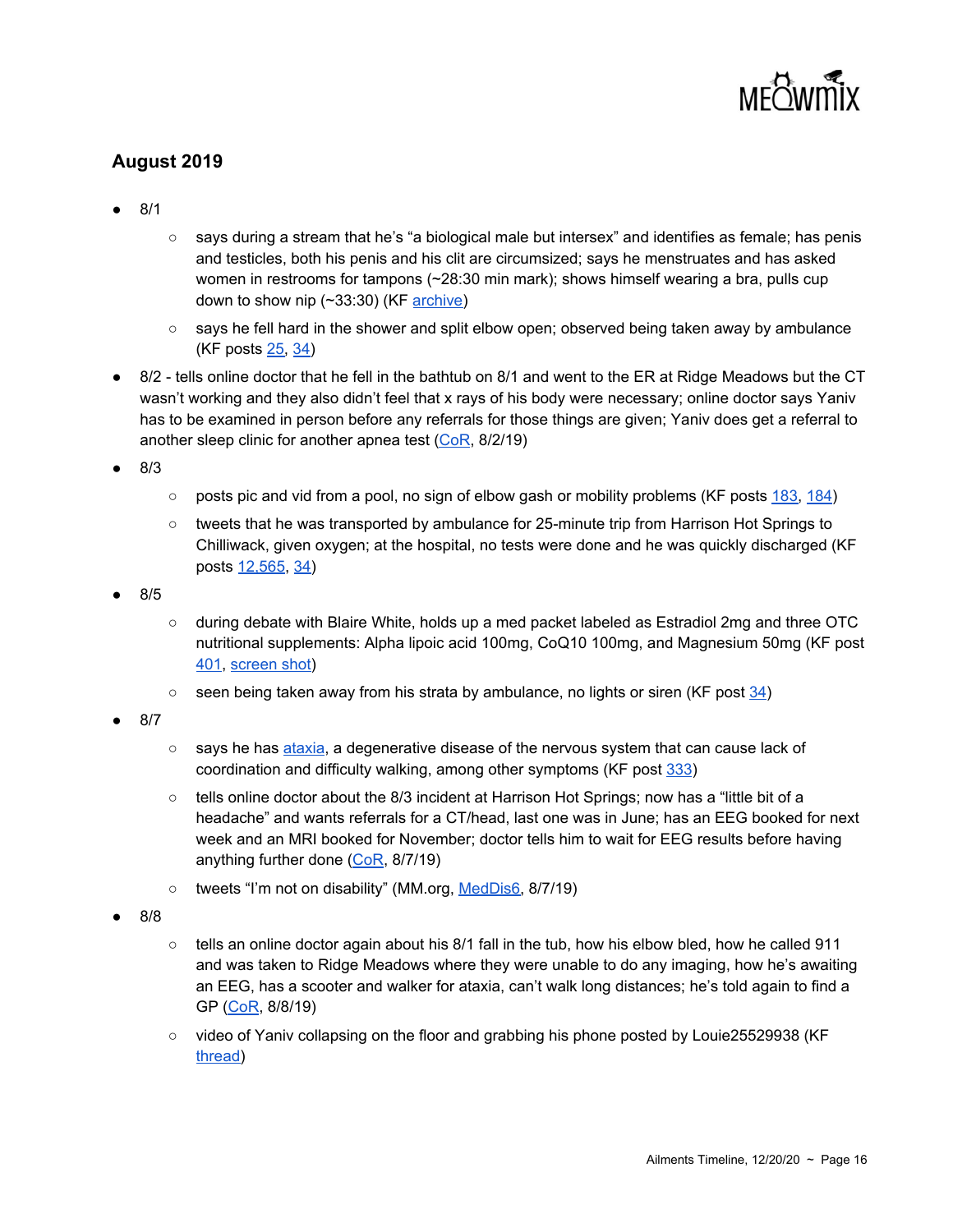## August 2019

- 8/1
    - says during a stream that he's "a biological male but intersex" and identifies as female; has penis and testicles, both his penis and his clit are circumsized; says he menstruates and has asked women in restrooms for tampons (~28:30 min mark); shows himself wearing a bra, pulls cup down to show nip (~33:30) (KF archive)
    - says he fell hard in the shower and split elbow open; observed being taken away by ambulance (KF posts 25, 34)
- 8/2 - tells online doctor that he fell in the bathtub on 8/1 and went to the ER at Ridge Meadows but the CT wasn't working and they also didn't feel that x rays of his body were necessary; online doctor says Yaniv has to be examined in person before any referrals for those things are given; Yaniv does get a referral to another sleep clinic for another apnea test (CoR, 8/2/19)
- 8/3
    - posts pic and vid from a pool, no sign of elbow gash or mobility problems (KF posts 183, 184)
    - tweets that he was transported by ambulance for 25-minute trip from Harrison Hot Springs to Chilliwack, given oxygen; at the hospital, no tests were done and he was quickly discharged (KF posts 12,565, 34)
- 8/5
    - during debate with Blaire White, holds up a med packet labeled as Estradiol 2mg and three OTC nutritional supplements: Alpha lipoic acid 100mg, CoQ10 100mg, and Magnesium 50mg (KF post 401, screen shot)
    - seen being taken away from his strata by ambulance, no lights or siren (KF post 34)
- 8/7
    - says he has ataxia, a degenerative disease of the nervous system that can cause lack of coordination and difficulty walking, among other symptoms (KF post 333)
    - tells online doctor about the 8/3 incident at Harrison Hot Springs; now has a "little bit of a headache" and wants referrals for a CT/head, last one was in June; has an EEG booked for next week and an MRI booked for November; doctor tells him to wait for EEG results before having anything further done (CoR, 8/7/19)
    - tweets "I'm not on disability" (MM.org, MedDis6, 8/7/19)
- 8/8
    - tells an online doctor again about his 8/1 fall in the tub, how his elbow bled, how he called 911 and was taken to Ridge Meadows where they were unable to do any imaging, how he's awaiting an EEG, has a scooter and walker for ataxia, can't walk long distances; he's told again to find a GP (CoR, 8/8/19)
    - video of Yaniv collapsing on the floor and grabbing his phone posted by Louie25529938 (KF thread)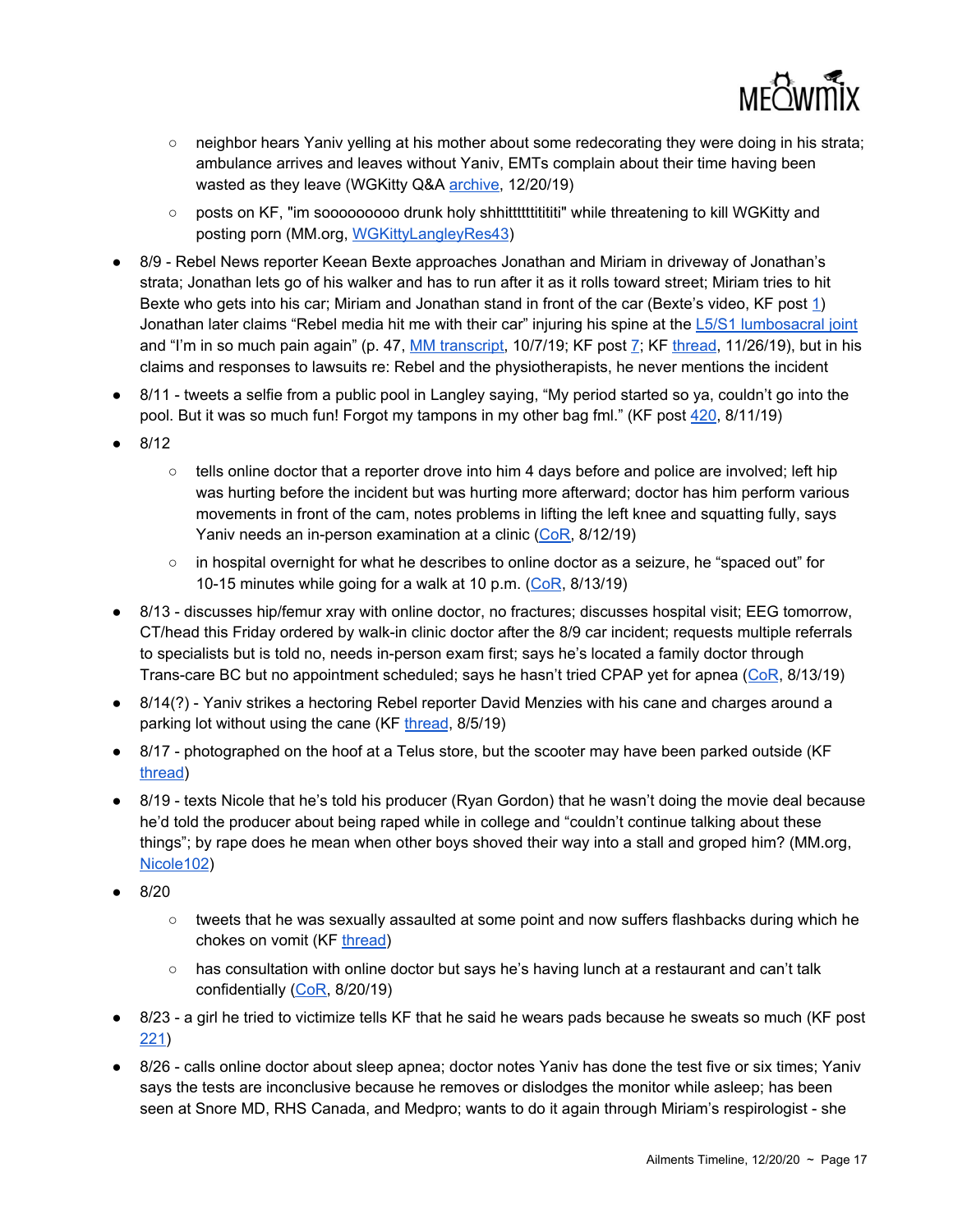- neighbor hears Yaniv yelling at his mother about some redecorating they were doing in his strata; ambulance arrives and leaves without Yaniv, EMTs complain about their time having been wasted as they leave (WGKitty Q&A archive, 12/20/19)
- posts on KF, "im soooooooooo drunk holy shhitttttttititi" while threatening to kill WGKitty and posting porn (MM.org, WGKittyLangleyRes43)

- 8/9 - Rebel News reporter Keean Bexte approaches Jonathan and Miriam in driveway of Jonathan's strata; Jonathan lets go of his walker and has to run after it as it rolls toward street; Miriam tries to hit Bexte who gets into his car; Miriam and Jonathan stand in front of the car (Bexte's video, KF post 1) Jonathan later claims "Rebel media hit me with their car" injuring his spine at the L5/S1 lumbosacral joint and "I'm in so much pain again" (p. 47, MM transcript, 10/7/19; KF post 7; KF thread, 11/26/19), but in his claims and responses to lawsuits re: Rebel and the physiotherapists, he never mentions the incident
- 8/11 - tweets a selfie from a public pool in Langley saying, "My period started so ya, couldn't go into the pool. But it was so much fun! Forgot my tampons in my other bag fml." (KF post 420, 8/11/19)
- 8/12
  - tells online doctor that a reporter drove into him 4 days before and police are involved; left hip was hurting before the incident but was hurting more afterward; doctor has him perform various movements in front of the cam, notes problems in lifting the left knee and squatting fully, says Yaniv needs an in-person examination at a clinic (CoR, 8/12/19)
  - in hospital overnight for what he describes to online doctor as a seizure, he "spaced out" for 10-15 minutes while going for a walk at 10 p.m. (CoR, 8/13/19)
- 8/13 - discusses hip/femur xray with online doctor, no fractures; discusses hospital visit; EEG tomorrow, CT/head this Friday ordered by walk-in clinic doctor after the 8/9 car incident; requests multiple referrals to specialists but is told no, needs in-person exam first; says he's located a family doctor through Trans-care BC but no appointment scheduled; says he hasn't tried CPAP yet for apnea (CoR, 8/13/19)
- 8/14(?) - Yaniv strikes a hectoring Rebel reporter David Menzies with his cane and charges around a parking lot without using the cane (KF thread, 8/5/19)
- 8/17 - photographed on the hoof at a Telus store, but the scooter may have been parked outside (KF thread)
- 8/19 - texts Nicole that he's told his producer (Ryan Gordon) that he wasn't doing the movie deal because he'd told the producer about being raped while in college and "couldn't continue talking about these things"; by rape does he mean when other boys shoved their way into a stall and groped him? (MM.org, Nicole102)
- 8/20
  - tweets that he was sexually assaulted at some point and now suffers flashbacks during which he chokes on vomit (KF thread)
  - has consultation with online doctor but says he's having lunch at a restaurant and can't talk confidentially (CoR, 8/20/19)
- 8/23 - a girl he tried to victimize tells KF that he said he wears pads because he sweats so much (KF post 221)
- 8/26 - calls online doctor about sleep apnea; doctor notes Yaniv has done the test five or six times; Yaniv says the tests are inconclusive because he removes or dislodges the monitor while asleep; has been seen at Snore MD, RHS Canada, and Medpro; wants to do it again through Miriam's respirologist - she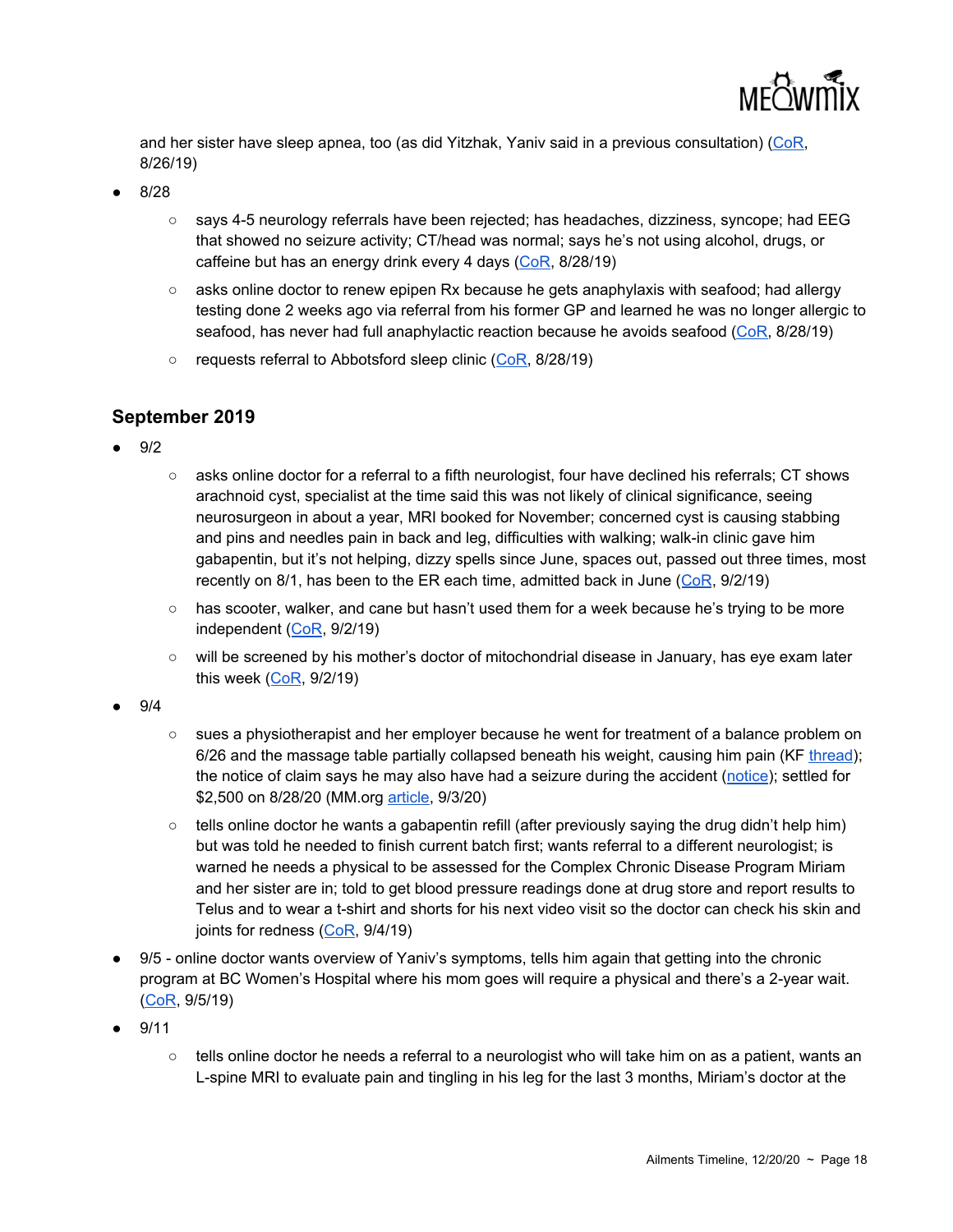and her sister have sleep apnea, too (as did Yitzhak, Yaniv said in a previous consultation) (CoR, 8/26/19)

- 8/28
  - says 4-5 neurology referrals have been rejected; has headaches, dizziness, syncope; had EEG that showed no seizure activity; CT/head was normal; says he's not using alcohol, drugs, or caffeine but has an energy drink every 4 days (CoR, 8/28/19)
  - asks online doctor to renew epipen Rx because he gets anaphylaxis with seafood; had allergy testing done 2 weeks ago via referral from his former GP and learned he was no longer allergic to seafood, has never had full anaphylactic reaction because he avoids seafood (CoR, 8/28/19)
  - requests referral to Abbotsford sleep clinic (CoR, 8/28/19)

## September 2019

- 9/2
  - asks online doctor for a referral to a fifth neurologist, four have declined his referrals; CT shows arachnoid cyst, specialist at the time said this was not likely of clinical significance, seeing neurosurgeon in about a year, MRI booked for November; concerned cyst is causing stabbing and pins and needles pain in back and leg, difficulties with walking; walk-in clinic gave him gabapentin, but it's not helping, dizzy spells since June, spaces out, passed out three times, most recently on 8/1, has been to the ER each time, admitted back in June (CoR, 9/2/19)
  - has scooter, walker, and cane but hasn't used them for a week because he's trying to be more independent (CoR, 9/2/19)
  - will be screened by his mother's doctor of mitochondrial disease in January, has eye exam later this week (CoR, 9/2/19)
- 9/4
  - sues a physiotherapist and her employer because he went for treatment of a balance problem on 6/26 and the massage table partially collapsed beneath his weight, causing him pain (KF thread); the notice of claim says he may also have had a seizure during the accident (notice); settled for $2,500 on 8/28/20 (MM.org article, 9/3/20)
  - tells online doctor he wants a gabapentin refill (after previously saying the drug didn't help him) but was told he needed to finish current batch first; wants referral to a different neurologist; is warned he needs a physical to be assessed for the Complex Chronic Disease Program Miriam and her sister are in; told to get blood pressure readings done at drug store and report results to Telus and to wear a t-shirt and shorts for his next video visit so the doctor can check his skin and joints for redness (CoR, 9/4/19)
- 9/5 - online doctor wants overview of Yaniv's symptoms, tells him again that getting into the chronic program at BC Women's Hospital where his mom goes will require a physical and there's a 2-year wait. (CoR, 9/5/19)
- 9/11
  - tells online doctor he needs a referral to a neurologist who will take him on as a patient, wants an L-spine MRI to evaluate pain and tingling in his leg for the last 3 months, Miriam's doctor at the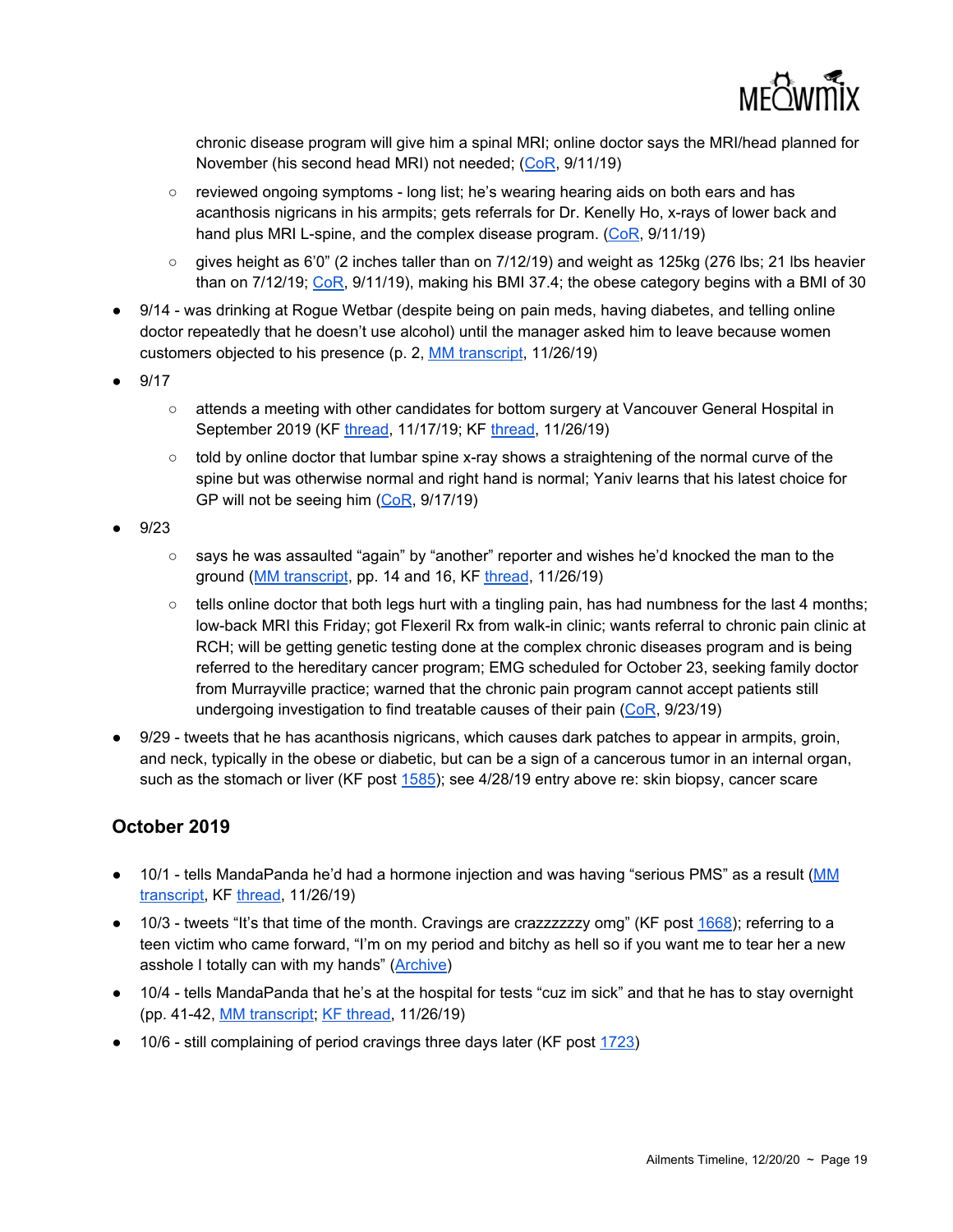chronic disease program will give him a spinal MRI; online doctor says the MRI/head planned for November (his second head MRI) not needed; (CoR, 9/11/19)

  - reviewed ongoing symptoms - long list; he's wearing hearing aids on both ears and has acanthosis nigricans in his armpits; gets referrals for Dr. Kenelly Ho, x-rays of lower back and hand plus MRI L-spine, and the complex disease program. (CoR, 9/11/19)
  - gives height as 6'0" (2 inches taller than on 7/12/19) and weight as 125kg (276 lbs; 21 lbs heavier than on 7/12/19; CoR, 9/11/19), making his BMI 37.4; the obese category begins with a BMI of 30

- 9/14 - was drinking at Rogue Wetbar (despite being on pain meds, having diabetes, and telling online doctor repeatedly that he doesn't use alcohol) until the manager asked him to leave because women customers objected to his presence (p. 2, MM transcript, 11/26/19)
- 9/17
  - attends a meeting with other candidates for bottom surgery at Vancouver General Hospital in September 2019 (KF thread, 11/17/19; KF thread, 11/26/19)
  - told by online doctor that lumbar spine x-ray shows a straightening of the normal curve of the spine but was otherwise normal and right hand is normal; Yaniv learns that his latest choice for GP will not be seeing him (CoR, 9/17/19)
- 9/23
  - says he was assaulted "again" by "another" reporter and wishes he'd knocked the man to the ground (MM transcript, pp. 14 and 16, KF thread, 11/26/19)
  - tells online doctor that both legs hurt with a tingling pain, has had numbness for the last 4 months; low-back MRI this Friday; got Flexeril Rx from walk-in clinic; wants referral to chronic pain clinic at RCH; will be getting genetic testing done at the complex chronic diseases program and is being referred to the hereditary cancer program; EMG scheduled for October 23, seeking family doctor from Murrayville practice; warned that the chronic pain program cannot accept patients still undergoing investigation to find treatable causes of their pain (CoR, 9/23/19)
- 9/29 - tweets that he has acanthosis nigricans, which causes dark patches to appear in armpits, groin, and neck, typically in the obese or diabetic, but can be a sign of a cancerous tumor in an internal organ, such as the stomach or liver (KF post 1585); see 4/28/19 entry above re: skin biopsy, cancer scare

### October 2019

- 10/1 - tells MandaPanda he'd had a hormone injection and was having "serious PMS" as a result (MM transcript, KF thread, 11/26/19)
- 10/3 - tweets "It's that time of the month. Cravings are crazzzzzzy omg" (KF post 1668); referring to a teen victim who came forward, "I'm on my period and bitchy as hell so if you want me to tear her a new asshole I totally can with my hands" (Archive)
- 10/4 - tells MandaPanda that he's at the hospital for tests "cuz im sick" and that he has to stay overnight (pp. 41-42, MM transcript; KF thread, 11/26/19)
- 10/6 - still complaining of period cravings three days later (KF post 1723)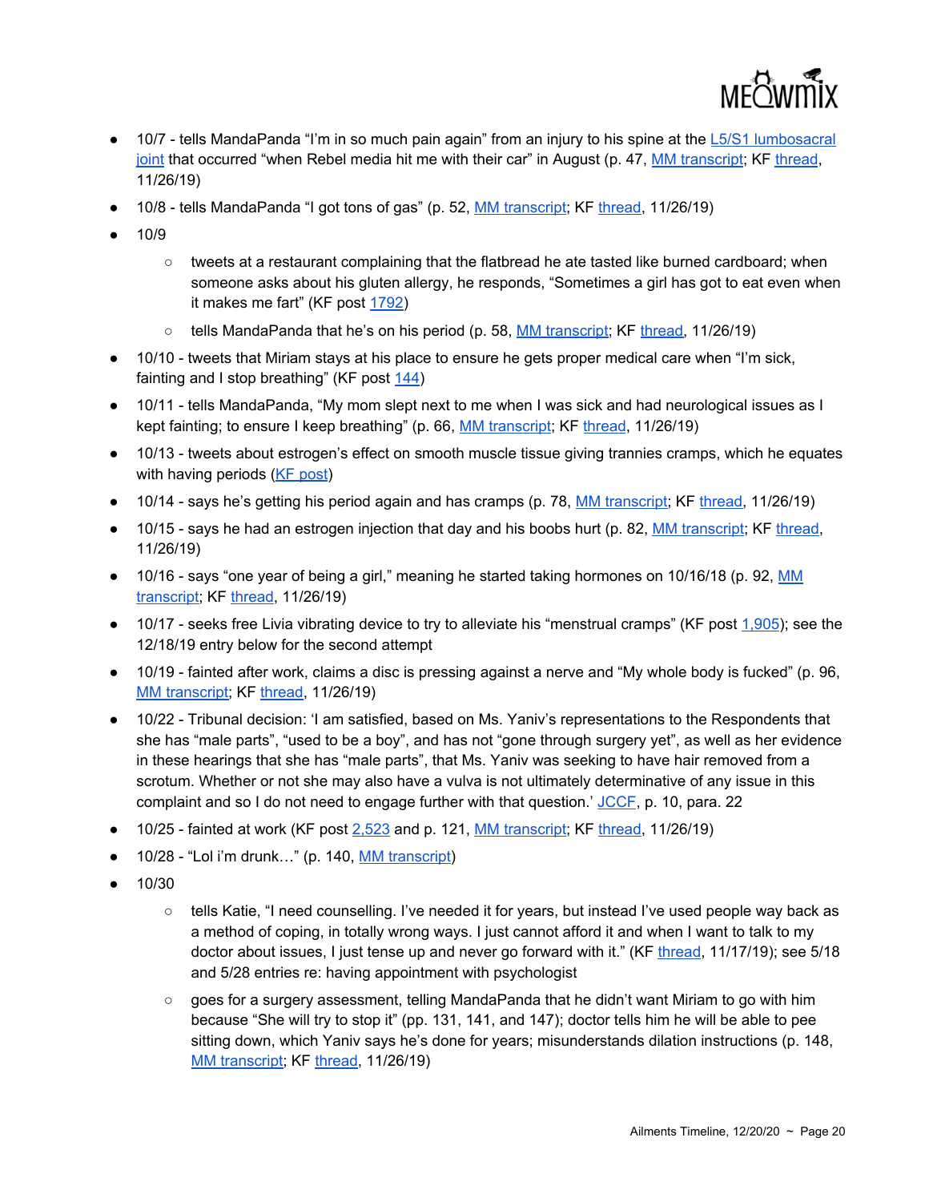- 10/7 - tells MandaPanda "I'm in so much pain again" from an injury to his spine at the L5/S1 lumbosacral joint that occurred "when Rebel media hit me with their car" in August (p. 47, MM transcript; KF thread, 11/26/19)
- 10/8 - tells MandaPanda "I got tons of gas" (p. 52, MM transcript; KF thread, 11/26/19)
- 10/9
  - tweets at a restaurant complaining that the flatbread he ate tasted like burned cardboard; when someone asks about his gluten allergy, he responds, "Sometimes a girl has got to eat even when it makes me fart" (KF post 1792)
  - tells MandaPanda that he's on his period (p. 58, MM transcript; KF thread, 11/26/19)
- 10/10 - tweets that Miriam stays at his place to ensure he gets proper medical care when "I'm sick, fainting and I stop breathing" (KF post 144)
- 10/11 - tells MandaPanda, "My mom slept next to me when I was sick and had neurological issues as I kept fainting; to ensure I keep breathing" (p. 66, MM transcript; KF thread, 11/26/19)
- 10/13 - tweets about estrogen's effect on smooth muscle tissue giving trannies cramps, which he equates with having periods (KF post)
- 10/14 - says he's getting his period again and has cramps (p. 78, MM transcript; KF thread, 11/26/19)
- 10/15 - says he had an estrogen injection that day and his boobs hurt (p. 82, MM transcript; KF thread, 11/26/19)
- 10/16 - says "one year of being a girl," meaning he started taking hormones on 10/16/18 (p. 92, MM transcript; KF thread, 11/26/19)
- 10/17 - seeks free Livia vibrating device to try to alleviate his "menstrual cramps" (KF post 1,905); see the 12/18/19 entry below for the second attempt
- 10/19 - fainted after work, claims a disc is pressing against a nerve and "My whole body is fucked" (p. 96, MM transcript; KF thread, 11/26/19)
- 10/22 - Tribunal decision: 'I am satisfied, based on Ms. Yaniv's representations to the Respondents that she has "male parts", "used to be a boy", and has not "gone through surgery yet", as well as her evidence in these hearings that she has "male parts", that Ms. Yaniv was seeking to have hair removed from a scrotum. Whether or not she may also have a vulva is not ultimately determinative of any issue in this complaint and so I do not need to engage further with that question.' JCCF, p. 10, para. 22
- 10/25 - fainted at work (KF post 2,523 and p. 121, MM transcript; KF thread, 11/26/19)
- 10/28 - "Lol i'm drunk…" (p. 140, MM transcript)
- 10/30
  - tells Katie, "I need counselling. I've needed it for years, but instead I've used people way back as a method of coping, in totally wrong ways. I just cannot afford it and when I want to talk to my doctor about issues, I just tense up and never go forward with it." (KF thread, 11/17/19); see 5/18 and 5/28 entries re: having appointment with psychologist
  - goes for a surgery assessment, telling MandaPanda that he didn't want Miriam to go with him because "She will try to stop it" (pp. 131, 141, and 147); doctor tells him he will be able to pee sitting down, which Yaniv says he's done for years; misunderstands dilation instructions (p. 148, MM transcript; KF thread, 11/26/19)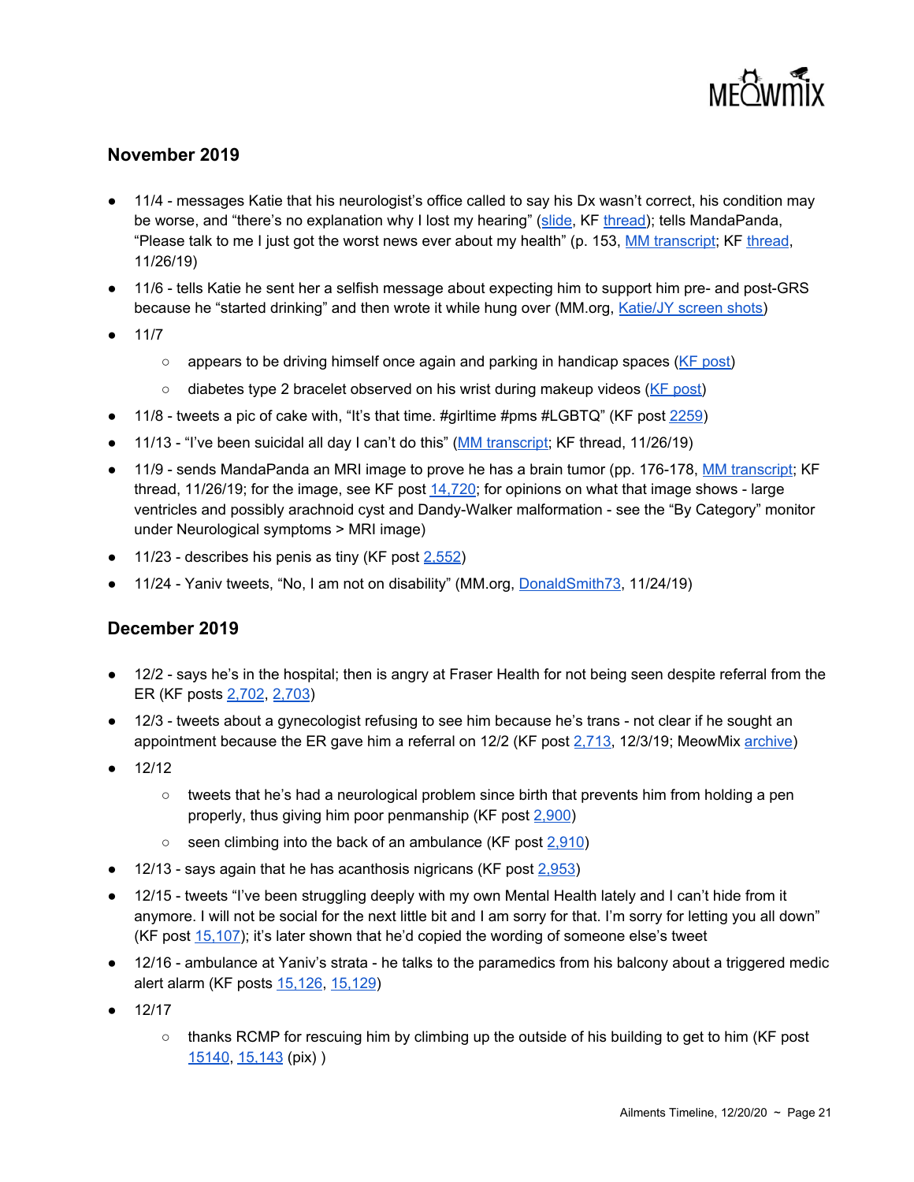## November 2019

- 11/4 - messages Katie that his neurologist's office called to say his Dx wasn't correct, his condition may be worse, and "there's no explanation why I lost my hearing" (slide, KF thread); tells MandaPanda, "Please talk to me I just got the worst news ever about my health" (p. 153, MM transcript; KF thread, 11/26/19)
- 11/6 - tells Katie he sent her a selfish message about expecting him to support him pre- and post-GRS because he "started drinking" and then wrote it while hung over (MM.org, Katie/JY screen shots)
- 11/7
  - appears to be driving himself once again and parking in handicap spaces (KF post)
  - diabetes type 2 bracelet observed on his wrist during makeup videos (KF post)
- 11/8 - tweets a pic of cake with, "It's that time. #girltime #pms #LGBTQ" (KF post 2259)
- 11/13 - "I've been suicidal all day I can't do this" (MM transcript; KF thread, 11/26/19)
- 11/9 - sends MandaPanda an MRI image to prove he has a brain tumor (pp. 176-178, MM transcript; KF thread, 11/26/19; for the image, see KF post 14,720; for opinions on what that image shows - large ventricles and possibly arachnoid cyst and Dandy-Walker malformation - see the "By Category" monitor under Neurological symptoms > MRI image)
- 11/23 - describes his penis as tiny (KF post 2,552)
- 11/24 - Yaniv tweets, "No, I am not on disability" (MM.org, DonaldSmith73, 11/24/19)

## December 2019

- 12/2 - says he's in the hospital; then is angry at Fraser Health for not being seen despite referral from the ER (KF posts 2,702, 2,703)
- 12/3 - tweets about a gynecologist refusing to see him because he's trans - not clear if he sought an appointment because the ER gave him a referral on 12/2 (KF post 2,713, 12/3/19; MeowMix archive)
- 12/12
  - tweets that he's had a neurological problem since birth that prevents him from holding a pen properly, thus giving him poor penmanship (KF post 2,900)
  - seen climbing into the back of an ambulance (KF post 2,910)
- 12/13 - says again that he has acanthosis nigricans (KF post 2,953)
- 12/15 - tweets "I've been struggling deeply with my own Mental Health lately and I can't hide from it anymore. I will not be social for the next little bit and I am sorry for that. I'm sorry for letting you all down" (KF post 15,107); it's later shown that he'd copied the wording of someone else's tweet
- 12/16 - ambulance at Yaniv's strata - he talks to the paramedics from his balcony about a triggered medic alert alarm (KF posts 15,126, 15,129)
- 12/17
  - thanks RCMP for rescuing him by climbing up the outside of his building to get to him (KF post 15140, 15,143 (pix) )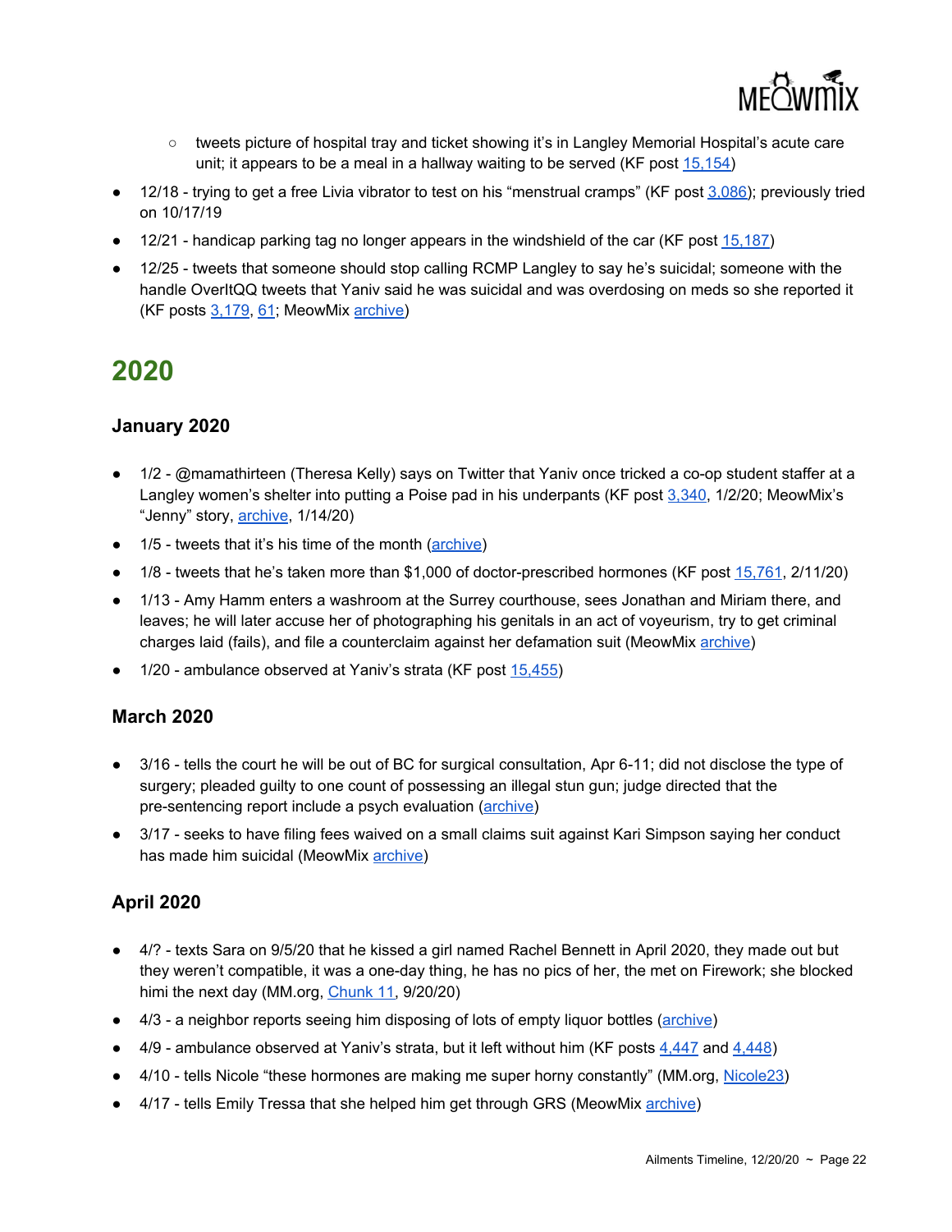- tweets picture of hospital tray and ticket showing it's in Langley Memorial Hospital's acute care unit; it appears to be a meal in a hallway waiting to be served (KF post 15,154)

- 12/18 - trying to get a free Livia vibrator to test on his "menstrual cramps" (KF post 3,086); previously tried on 10/17/19
- 12/21 - handicap parking tag no longer appears in the windshield of the car (KF post 15,187)
- 12/25 - tweets that someone should stop calling RCMP Langley to say he's suicidal; someone with the handle OverItQQ tweets that Yaniv said he was suicidal and was overdosing on meds so she reported it (KF posts 3,179, 61; MeowMix archive)

# 2020

### January 2020

- 1/2 - @mamathirteen (Theresa Kelly) says on Twitter that Yaniv once tricked a co-op student staffer at a Langley women's shelter into putting a Poise pad in his underpants (KF post 3,340, 1/2/20; MeowMix's "Jenny" story, archive, 1/14/20)
- 1/5 - tweets that it's his time of the month (archive)
- 1/8 - tweets that he's taken more than $1,000 of doctor-prescribed hormones (KF post 15,761, 2/11/20)
- 1/13 - Amy Hamm enters a washroom at the Surrey courthouse, sees Jonathan and Miriam there, and leaves; he will later accuse her of photographing his genitals in an act of voyeurism, try to get criminal charges laid (fails), and file a counterclaim against her defamation suit (MeowMix archive)
- 1/20 - ambulance observed at Yaniv's strata (KF post 15,455)

### March 2020

- 3/16 - tells the court he will be out of BC for surgical consultation, Apr 6-11; did not disclose the type of surgery; pleaded guilty to one count of possessing an illegal stun gun; judge directed that the pre-sentencing report include a psych evaluation (archive)
- 3/17 - seeks to have filing fees waived on a small claims suit against Kari Simpson saying her conduct has made him suicidal (MeowMix archive)

### April 2020

- 4/? - texts Sara on 9/5/20 that he kissed a girl named Rachel Bennett in April 2020, they made out but they weren't compatible, it was a one-day thing, he has no pics of her, the met on Firework; she blocked himi the next day (MM.org, Chunk 11, 9/20/20)
- 4/3 - a neighbor reports seeing him disposing of lots of empty liquor bottles (archive)
- 4/9 - ambulance observed at Yaniv's strata, but it left without him (KF posts 4,447 and 4,448)
- 4/10 - tells Nicole "these hormones are making me super horny constantly" (MM.org, Nicole23)
- 4/17 - tells Emily Tressa that she helped him get through GRS (MeowMix archive)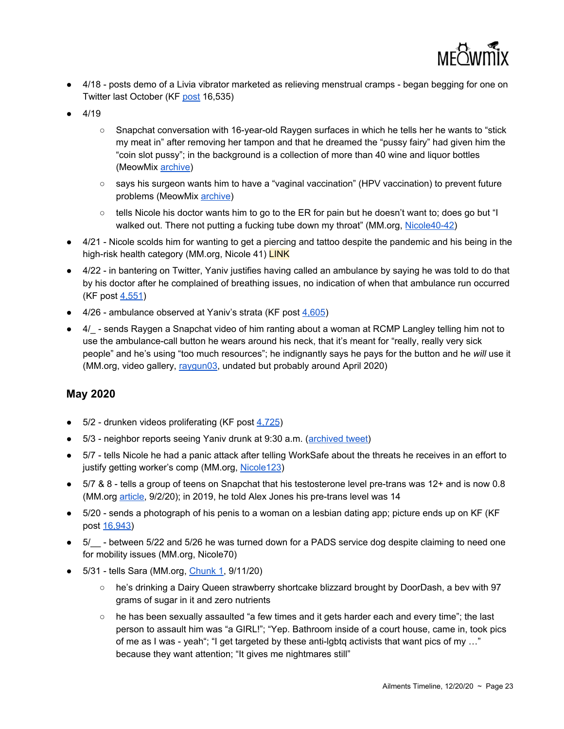- 4/18 - posts demo of a Livia vibrator marketed as relieving menstrual cramps - began begging for one on Twitter last October (KF post 16,535)
- 4/19
  - Snapchat conversation with 16-year-old Raygen surfaces in which he tells her he wants to "stick my meat in" after removing her tampon and that he dreamed the "pussy fairy" had given him the "coin slot pussy"; in the background is a collection of more than 40 wine and liquor bottles (MeowMix archive)
  - says his surgeon wants him to have a "vaginal vaccination" (HPV vaccination) to prevent future problems (MeowMix archive)
  - tells Nicole his doctor wants him to go to the ER for pain but he doesn't want to; does go but "I walked out. There not putting a fucking tube down my throat" (MM.org, Nicole40-42)
- 4/21 - Nicole scolds him for wanting to get a piercing and tattoo despite the pandemic and his being in the high-risk health category (MM.org, Nicole 41) LINK
- 4/22 - in bantering on Twitter, Yaniv justifies having called an ambulance by saying he was told to do that by his doctor after he complained of breathing issues, no indication of when that ambulance run occurred (KF post 4,551)
- 4/26 - ambulance observed at Yaniv's strata (KF post 4,605)
- 4/_ - sends Raygen a Snapchat video of him ranting about a woman at RCMP Langley telling him not to use the ambulance-call button he wears around his neck, that it's meant for "really, really very sick people" and he's using "too much resources"; he indignantly says he pays for the button and he *will* use it (MM.org, video gallery, raygun03, undated but probably around April 2020)

## May 2020

- 5/2 - drunken videos proliferating (KF post 4,725)
- 5/3 - neighbor reports seeing Yaniv drunk at 9:30 a.m. (archived tweet)
- 5/7 - tells Nicole he had a panic attack after telling WorkSafe about the threats he receives in an effort to justify getting worker's comp (MM.org, Nicole123)
- 5/7 & 8 - tells a group of teens on Snapchat that his testosterone level pre-trans was 12+ and is now 0.8 (MM.org article, 9/2/20); in 2019, he told Alex Jones his pre-trans level was 14
- 5/20 - sends a photograph of his penis to a woman on a lesbian dating app; picture ends up on KF (KF post 16,943)
- 5/__ - between 5/22 and 5/26 he was turned down for a PADS service dog despite claiming to need one for mobility issues (MM.org, Nicole70)
- 5/31 - tells Sara (MM.org, Chunk 1, 9/11/20)
  - he's drinking a Dairy Queen strawberry shortcake blizzard brought by DoorDash, a bev with 97 grams of sugar in it and zero nutrients
  - he has been sexually assaulted "a few times and it gets harder each and every time"; the last person to assault him was "a GIRL!"; "Yep. Bathroom inside of a court house, came in, took pics of me as I was - yeah"; "I get targeted by these anti-lgbtq activists that want pics of my …" because they want attention; "It gives me nightmares still"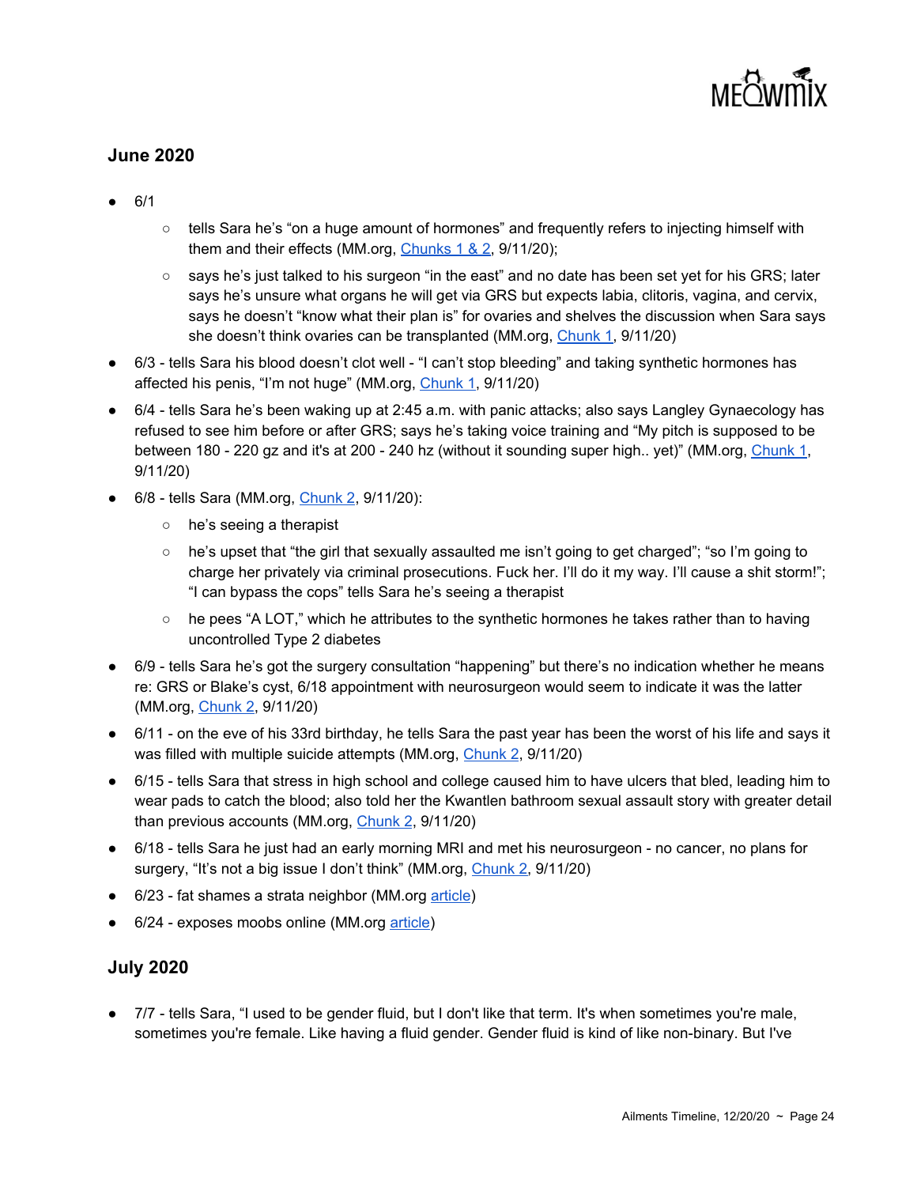## June 2020

- 6/1
  - tells Sara he's "on a huge amount of hormones" and frequently refers to injecting himself with them and their effects (MM.org, Chunks 1 & 2, 9/11/20);
  - says he's just talked to his surgeon "in the east" and no date has been set yet for his GRS; later says he's unsure what organs he will get via GRS but expects labia, clitoris, vagina, and cervix, says he doesn't "know what their plan is" for ovaries and shelves the discussion when Sara says she doesn't think ovaries can be transplanted (MM.org, Chunk 1, 9/11/20)
- 6/3 - tells Sara his blood doesn't clot well - "I can't stop bleeding" and taking synthetic hormones has affected his penis, "I'm not huge" (MM.org, Chunk 1, 9/11/20)
- 6/4 - tells Sara he's been waking up at 2:45 a.m. with panic attacks; also says Langley Gynaecology has refused to see him before or after GRS; says he's taking voice training and "My pitch is supposed to be between 180 - 220 gz and it's at 200 - 240 hz (without it sounding super high.. yet)" (MM.org, Chunk 1, 9/11/20)
- 6/8 - tells Sara (MM.org, Chunk 2, 9/11/20):
  - he's seeing a therapist
  - he's upset that "the girl that sexually assaulted me isn't going to get charged"; "so I'm going to charge her privately via criminal prosecutions. Fuck her. I'll do it my way. I'll cause a shit storm!"; "I can bypass the cops" tells Sara he's seeing a therapist
  - he pees "A LOT," which he attributes to the synthetic hormones he takes rather than to having uncontrolled Type 2 diabetes
- 6/9 - tells Sara he's got the surgery consultation "happening" but there's no indication whether he means re: GRS or Blake's cyst, 6/18 appointment with neurosurgeon would seem to indicate it was the latter (MM.org, Chunk 2, 9/11/20)
- 6/11 - on the eve of his 33rd birthday, he tells Sara the past year has been the worst of his life and says it was filled with multiple suicide attempts (MM.org, Chunk 2, 9/11/20)
- 6/15 - tells Sara that stress in high school and college caused him to have ulcers that bled, leading him to wear pads to catch the blood; also told her the Kwantlen bathroom sexual assault story with greater detail than previous accounts (MM.org, Chunk 2, 9/11/20)
- 6/18 - tells Sara he just had an early morning MRI and met his neurosurgeon - no cancer, no plans for surgery, "It's not a big issue I don't think" (MM.org, Chunk 2, 9/11/20)
- 6/23 - fat shames a strata neighbor (MM.org article)
- 6/24 - exposes moobs online (MM.org article)

## July 2020

- 7/7 - tells Sara, "I used to be gender fluid, but I don't like that term. It's when sometimes you're male, sometimes you're female. Like having a fluid gender. Gender fluid is kind of like non-binary. But I've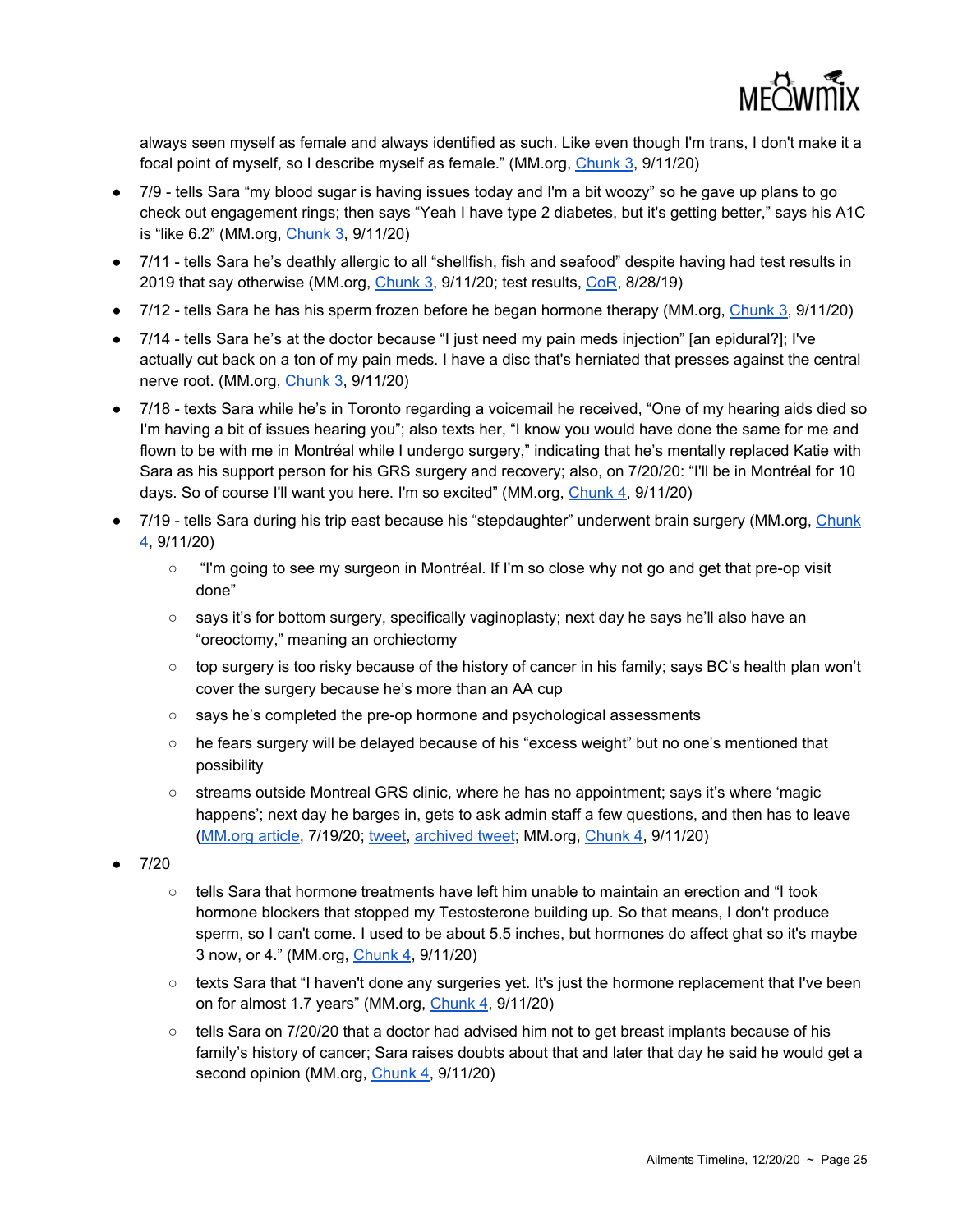always seen myself as female and always identified as such. Like even though I'm trans, I don't make it a focal point of myself, so I describe myself as female." (MM.org, Chunk 3, 9/11/20)

- 7/9 - tells Sara "my blood sugar is having issues today and I'm a bit woozy" so he gave up plans to go check out engagement rings; then says "Yeah I have type 2 diabetes, but it's getting better," says his A1C is "like 6.2" (MM.org, Chunk 3, 9/11/20)
- 7/11 - tells Sara he's deathly allergic to all "shellfish, fish and seafood" despite having had test results in 2019 that say otherwise (MM.org, Chunk 3, 9/11/20; test results, CoR, 8/28/19)
- 7/12 - tells Sara he has his sperm frozen before he began hormone therapy (MM.org, Chunk 3, 9/11/20)
- 7/14 - tells Sara he's at the doctor because "I just need my pain meds injection" [an epidural?]; I've actually cut back on a ton of my pain meds. I have a disc that's herniated that presses against the central nerve root. (MM.org, Chunk 3, 9/11/20)
- 7/18 - texts Sara while he's in Toronto regarding a voicemail he received, "One of my hearing aids died so I'm having a bit of issues hearing you"; also texts her, "I know you would have done the same for me and flown to be with me in Montréal while I undergo surgery," indicating that he's mentally replaced Katie with Sara as his support person for his GRS surgery and recovery; also, on 7/20/20: "I'll be in Montréal for 10 days. So of course I'll want you here. I'm so excited" (MM.org, Chunk 4, 9/11/20)
- 7/19 - tells Sara during his trip east because his "stepdaughter" underwent brain surgery (MM.org, Chunk 4, 9/11/20)
    - "I'm going to see my surgeon in Montréal. If I'm so close why not go and get that pre-op visit done"
    - says it's for bottom surgery, specifically vaginoplasty; next day he says he'll also have an "oreoctomy," meaning an orchiectomy
    - top surgery is too risky because of the history of cancer in his family; says BC's health plan won't cover the surgery because he's more than an AA cup
    - says he's completed the pre-op hormone and psychological assessments
    - he fears surgery will be delayed because of his "excess weight" but no one's mentioned that possibility
    - streams outside Montreal GRS clinic, where he has no appointment; says it's where 'magic happens'; next day he barges in, gets to ask admin staff a few questions, and then has to leave (MM.org article, 7/19/20; tweet, archived tweet; MM.org, Chunk 4, 9/11/20)
- 7/20
    - tells Sara that hormone treatments have left him unable to maintain an erection and "I took hormone blockers that stopped my Testosterone building up. So that means, I don't produce sperm, so I can't come. I used to be about 5.5 inches, but hormones do affect ghat so it's maybe 3 now, or 4." (MM.org, Chunk 4, 9/11/20)
    - texts Sara that "I haven't done any surgeries yet. It's just the hormone replacement that I've been on for almost 1.7 years" (MM.org, Chunk 4, 9/11/20)
    - tells Sara on 7/20/20 that a doctor had advised him not to get breast implants because of his family's history of cancer; Sara raises doubts about that and later that day he said he would get a second opinion (MM.org, Chunk 4, 9/11/20)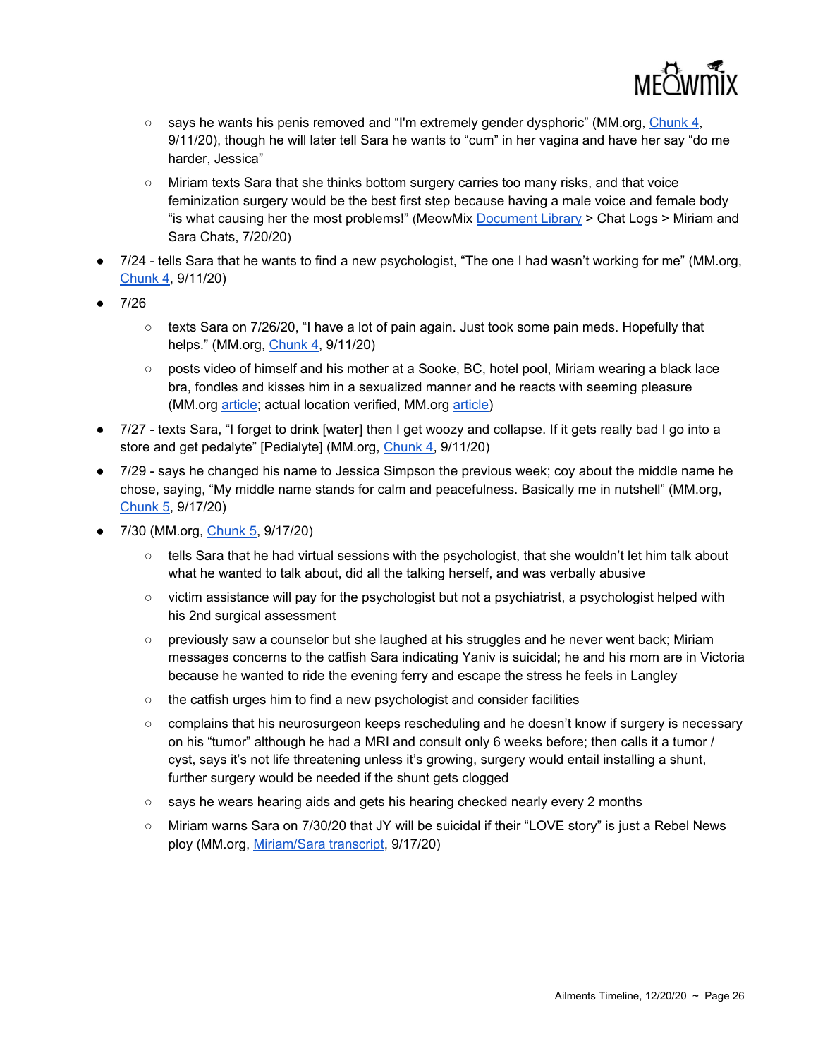- says he wants his penis removed and "I'm extremely gender dysphoric" (MM.org, Chunk 4, 9/11/20), though he will later tell Sara he wants to "cum" in her vagina and have her say "do me harder, Jessica"
  - Miriam texts Sara that she thinks bottom surgery carries too many risks, and that voice feminization surgery would be the best first step because having a male voice and female body "is what causing her the most problems!" (MeowMix Document Library > Chat Logs > Miriam and Sara Chats, 7/20/20)
- 7/24 - tells Sara that he wants to find a new psychologist, "The one I had wasn't working for me" (MM.org, Chunk 4, 9/11/20)
- 7/26
  - texts Sara on 7/26/20, "I have a lot of pain again. Just took some pain meds. Hopefully that helps." (MM.org, Chunk 4, 9/11/20)
  - posts video of himself and his mother at a Sooke, BC, hotel pool, Miriam wearing a black lace bra, fondles and kisses him in a sexualized manner and he reacts with seeming pleasure (MM.org article; actual location verified, MM.org article)
- 7/27 - texts Sara, "I forget to drink [water] then I get woozy and collapse. If it gets really bad I go into a store and get pedalyte" [Pedialyte] (MM.org, Chunk 4, 9/11/20)
- 7/29 - says he changed his name to Jessica Simpson the previous week; coy about the middle name he chose, saying, "My middle name stands for calm and peacefulness. Basically me in nutshell" (MM.org, Chunk 5, 9/17/20)
- 7/30 (MM.org, Chunk 5, 9/17/20)
  - tells Sara that he had virtual sessions with the psychologist, that she wouldn't let him talk about what he wanted to talk about, did all the talking herself, and was verbally abusive
  - victim assistance will pay for the psychologist but not a psychiatrist, a psychologist helped with his 2nd surgical assessment
  - previously saw a counselor but she laughed at his struggles and he never went back; Miriam messages concerns to the catfish Sara indicating Yaniv is suicidal; he and his mom are in Victoria because he wanted to ride the evening ferry and escape the stress he feels in Langley
  - the catfish urges him to find a new psychologist and consider facilities
  - complains that his neurosurgeon keeps rescheduling and he doesn't know if surgery is necessary on his "tumor" although he had a MRI and consult only 6 weeks before; then calls it a tumor / cyst, says it's not life threatening unless it's growing, surgery would entail installing a shunt, further surgery would be needed if the shunt gets clogged
  - says he wears hearing aids and gets his hearing checked nearly every 2 months
  - Miriam warns Sara on 7/30/20 that JY will be suicidal if their "LOVE story" is just a Rebel News ploy (MM.org, Miriam/Sara transcript, 9/17/20)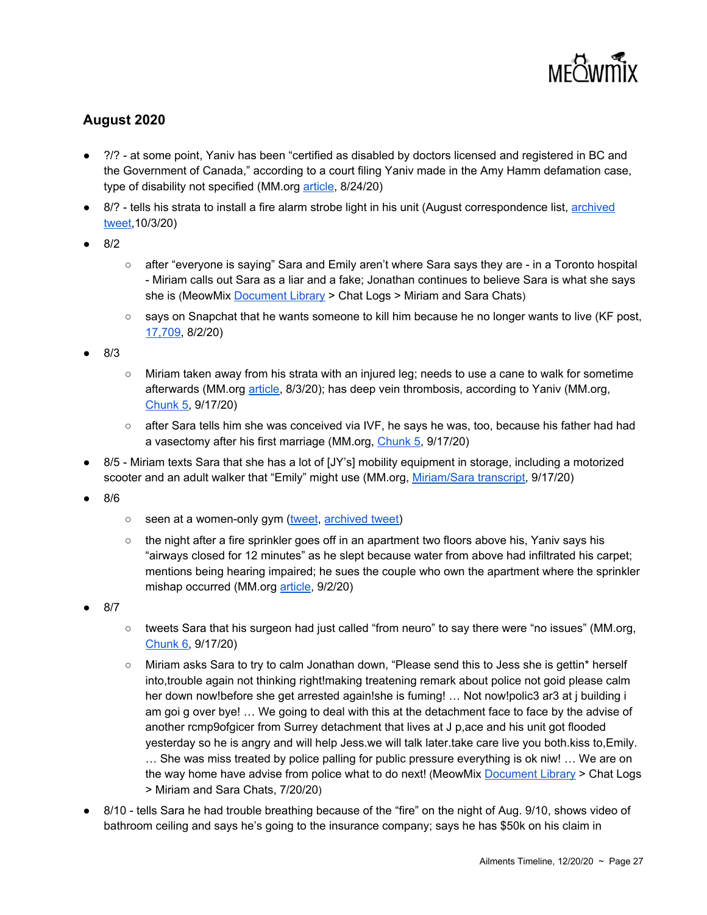## August 2020

- ?/? - at some point, Yaniv has been "certified as disabled by doctors licensed and registered in BC and the Government of Canada," according to a court filing Yaniv made in the Amy Hamm defamation case, type of disability not specified (MM.org article, 8/24/20)
- 8/? - tells his strata to install a fire alarm strobe light in his unit (August correspondence list, archived tweet,10/3/20)
- 8/2
  - after "everyone is saying" Sara and Emily aren't where Sara says they are - in a Toronto hospital - Miriam calls out Sara as a liar and a fake; Jonathan continues to believe Sara is what she says she is (MeowMix Document Library > Chat Logs > Miriam and Sara Chats)
  - says on Snapchat that he wants someone to kill him because he no longer wants to live (KF post, 17,709, 8/2/20)
- 8/3
  - Miriam taken away from his strata with an injured leg; needs to use a cane to walk for sometime afterwards (MM.org article, 8/3/20); has deep vein thrombosis, according to Yaniv (MM.org, Chunk 5, 9/17/20)
  - after Sara tells him she was conceived via IVF, he says he was, too, because his father had had a vasectomy after his first marriage (MM.org, Chunk 5, 9/17/20)
- 8/5 - Miriam texts Sara that she has a lot of [JY's] mobility equipment in storage, including a motorized scooter and an adult walker that "Emily" might use (MM.org, Miriam/Sara transcript, 9/17/20)
- 8/6
  - seen at a women-only gym (tweet, archived tweet)
  - the night after a fire sprinkler goes off in an apartment two floors above his, Yaniv says his "airways closed for 12 minutes" as he slept because water from above had infiltrated his carpet; mentions being hearing impaired; he sues the couple who own the apartment where the sprinkler mishap occurred (MM.org article, 9/2/20)
- 8/7
  - tweets Sara that his surgeon had just called "from neuro" to say there were "no issues" (MM.org, Chunk 6, 9/17/20)
  - Miriam asks Sara to try to calm Jonathan down, "Please send this to Jess she is gettin* herself into,trouble again not thinking right!making treatening remark about police not goid please calm her down now!before she get arrested again!she is fuming! … Not now!polic3 ar3 at j building i am goi g over bye! … We going to deal with this at the detachment face to face by the advise of another rcmp9ofgicer from Surrey detachment that lives at J p,ace and his unit got flooded yesterday so he is angry and will help Jess.we will talk later.take care live you both.kiss to,Emily. … She was miss treated by police palling for public pressure everything is ok niw! … We are on the way home have advise from police what to do next! (MeowMix Document Library > Chat Logs > Miriam and Sara Chats, 7/20/20)
- 8/10 - tells Sara he had trouble breathing because of the "fire" on the night of Aug. 9/10, shows video of bathroom ceiling and says he's going to the insurance company; says he has $50k on his claim in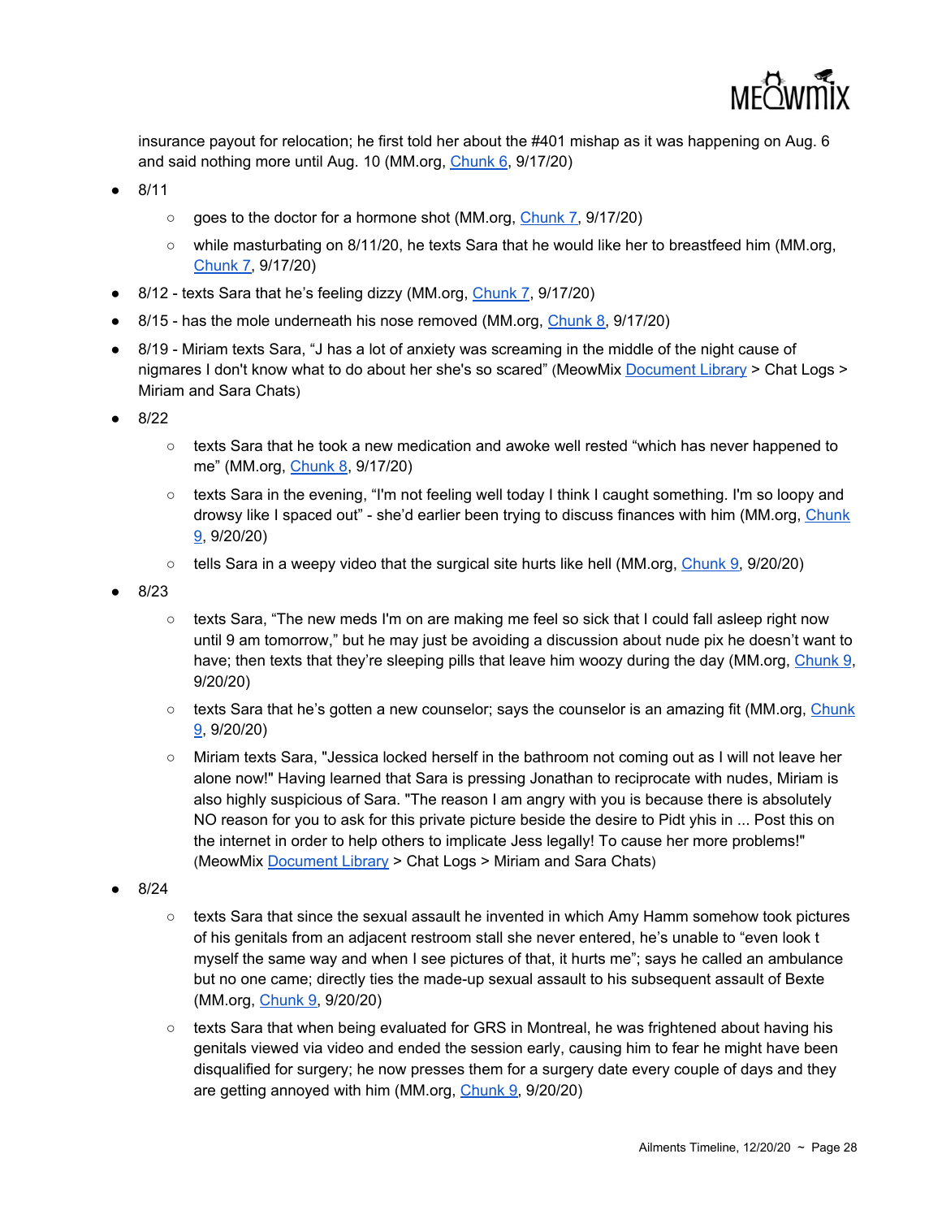insurance payout for relocation; he first told her about the #401 mishap as it was happening on Aug. 6 and said nothing more until Aug. 10 (MM.org, Chunk 6, 9/17/20)

- 8/11
  - goes to the doctor for a hormone shot (MM.org, Chunk 7, 9/17/20)
  - while masturbating on 8/11/20, he texts Sara that he would like her to breastfeed him (MM.org, Chunk 7, 9/17/20)
- 8/12 - texts Sara that he's feeling dizzy (MM.org, Chunk 7, 9/17/20)
- 8/15 - has the mole underneath his nose removed (MM.org, Chunk 8, 9/17/20)
- 8/19 - Miriam texts Sara, "J has a lot of anxiety was screaming in the middle of the night cause of nigmares I don't know what to do about her she's so scared" (MeowMix Document Library > Chat Logs > Miriam and Sara Chats)
- 8/22
  - texts Sara that he took a new medication and awoke well rested "which has never happened to me" (MM.org, Chunk 8, 9/17/20)
  - texts Sara in the evening, "I'm not feeling well today I think I caught something. I'm so loopy and drowsy like I spaced out" - she'd earlier been trying to discuss finances with him (MM.org, Chunk 9, 9/20/20)
  - tells Sara in a weepy video that the surgical site hurts like hell (MM.org, Chunk 9, 9/20/20)
- 8/23
  - texts Sara, "The new meds I'm on are making me feel so sick that I could fall asleep right now until 9 am tomorrow," but he may just be avoiding a discussion about nude pix he doesn't want to have; then texts that they're sleeping pills that leave him woozy during the day (MM.org, Chunk 9, 9/20/20)
  - texts Sara that he's gotten a new counselor; says the counselor is an amazing fit (MM.org, Chunk 9, 9/20/20)
  - Miriam texts Sara, "Jessica locked herself in the bathroom not coming out as I will not leave her alone now!" Having learned that Sara is pressing Jonathan to reciprocate with nudes, Miriam is also highly suspicious of Sara. "The reason I am angry with you is because there is absolutely NO reason for you to ask for this private picture beside the desire to Pidt yhis in ... Post this on the internet in order to help others to implicate Jess legally! To cause her more problems!" (MeowMix Document Library > Chat Logs > Miriam and Sara Chats)
- 8/24
  - texts Sara that since the sexual assault he invented in which Amy Hamm somehow took pictures of his genitals from an adjacent restroom stall she never entered, he's unable to "even look t myself the same way and when I see pictures of that, it hurts me"; says he called an ambulance but no one came; directly ties the made-up sexual assault to his subsequent assault of Bexte (MM.org, Chunk 9, 9/20/20)
  - texts Sara that when being evaluated for GRS in Montreal, he was frightened about having his genitals viewed via video and ended the session early, causing him to fear he might have been disqualified for surgery; he now presses them for a surgery date every couple of days and they are getting annoyed with him (MM.org, Chunk 9, 9/20/20)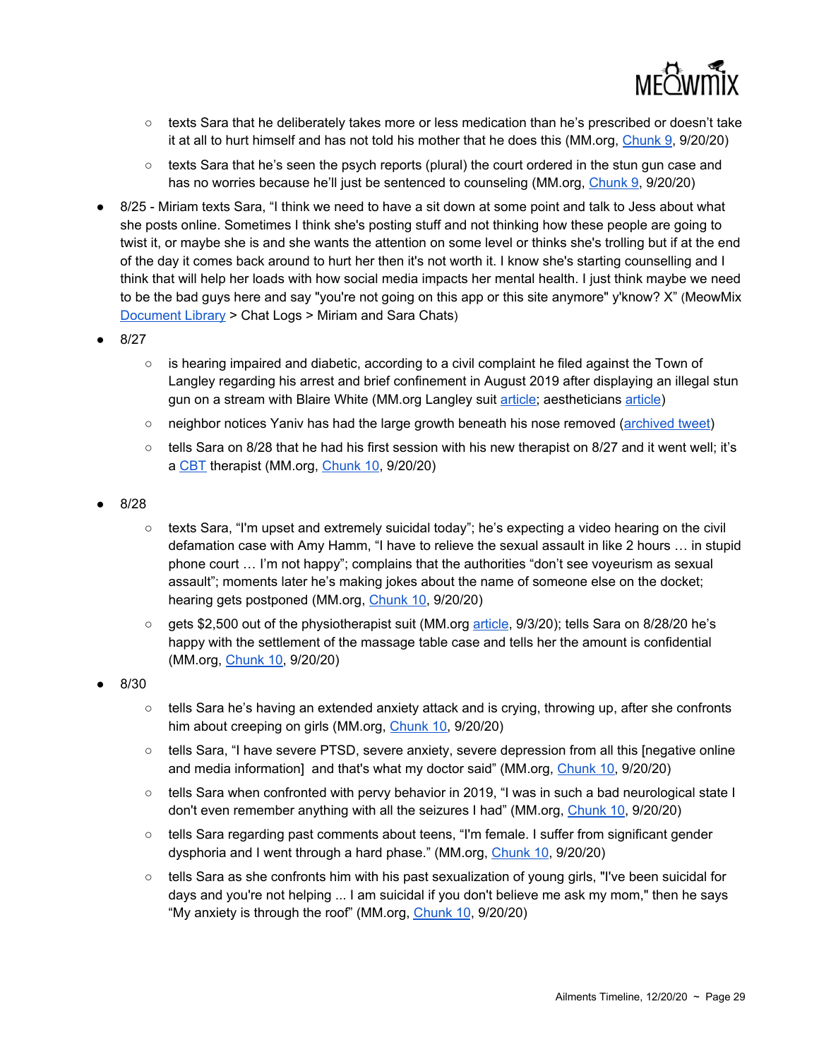- texts Sara that he deliberately takes more or less medication than he's prescribed or doesn't take it at all to hurt himself and has not told his mother that he does this (MM.org, Chunk 9, 9/20/20)
   - texts Sara that he's seen the psych reports (plural) the court ordered in the stun gun case and has no worries because he'll just be sentenced to counseling (MM.org, Chunk 9, 9/20/20)

- 8/25 - Miriam texts Sara, "I think we need to have a sit down at some point and talk to Jess about what she posts online. Sometimes I think she's posting stuff and not thinking how these people are going to twist it, or maybe she is and she wants the attention on some level or thinks she's trolling but if at the end of the day it comes back around to hurt her then it's not worth it. I know she's starting counselling and I think that will help her loads with how social media impacts her mental health. I just think maybe we need to be the bad guys here and say "you're not going on this app or this site anymore" y'know? X" (MeowMix Document Library > Chat Logs > Miriam and Sara Chats)
- 8/27
   - is hearing impaired and diabetic, according to a civil complaint he filed against the Town of Langley regarding his arrest and brief confinement in August 2019 after displaying an illegal stun gun on a stream with Blaire White (MM.org Langley suit article; aestheticians article)
   - neighbor notices Yaniv has had the large growth beneath his nose removed (archived tweet)
   - tells Sara on 8/28 that he had his first session with his new therapist on 8/27 and it went well; it's a CBT therapist (MM.org, Chunk 10, 9/20/20)
- 8/28
   - texts Sara, "I'm upset and extremely suicidal today"; he's expecting a video hearing on the civil defamation case with Amy Hamm, "I have to relieve the sexual assault in like 2 hours … in stupid phone court … I'm not happy"; complains that the authorities "don't see voyeurism as sexual assault"; moments later he's making jokes about the name of someone else on the docket; hearing gets postponed (MM.org, Chunk 10, 9/20/20)
   - gets $2,500 out of the physiotherapist suit (MM.org article, 9/3/20); tells Sara on 8/28/20 he's happy with the settlement of the massage table case and tells her the amount is confidential (MM.org, Chunk 10, 9/20/20)
- 8/30
   - tells Sara he's having an extended anxiety attack and is crying, throwing up, after she confronts him about creeping on girls (MM.org, Chunk 10, 9/20/20)
   - tells Sara, "I have severe PTSD, severe anxiety, severe depression from all this [negative online and media information] and that's what my doctor said" (MM.org, Chunk 10, 9/20/20)
   - tells Sara when confronted with pervy behavior in 2019, "I was in such a bad neurological state I don't even remember anything with all the seizures I had" (MM.org, Chunk 10, 9/20/20)
   - tells Sara regarding past comments about teens, "I'm female. I suffer from significant gender dysphoria and I went through a hard phase." (MM.org, Chunk 10, 9/20/20)
   - tells Sara as she confronts him with his past sexualization of young girls, "I've been suicidal for days and you're not helping ... I am suicidal if you don't believe me ask my mom," then he says "My anxiety is through the roof" (MM.org, Chunk 10, 9/20/20)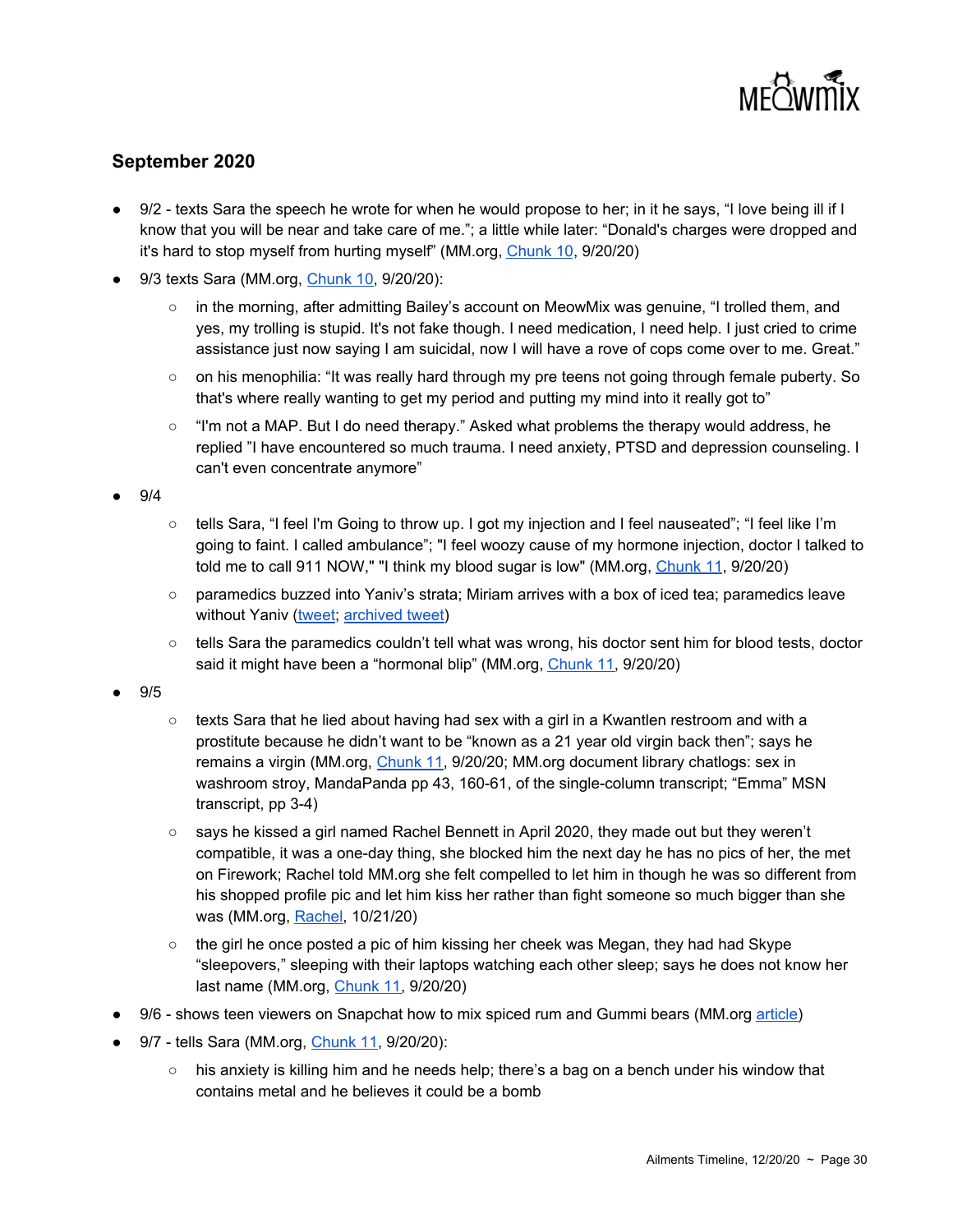## September 2020

- 9/2 - texts Sara the speech he wrote for when he would propose to her; in it he says, "I love being ill if I know that you will be near and take care of me."; a little while later: "Donald's charges were dropped and it's hard to stop myself from hurting myself" (MM.org, Chunk 10, 9/20/20)
- 9/3 texts Sara (MM.org, Chunk 10, 9/20/20):
    - in the morning, after admitting Bailey's account on MeowMix was genuine, "I trolled them, and yes, my trolling is stupid. It's not fake though. I need medication, I need help. I just cried to crime assistance just now saying I am suicidal, now I will have a rove of cops come over to me. Great."
    - on his menophilia: "It was really hard through my pre teens not going through female puberty. So that's where really wanting to get my period and putting my mind into it really got to"
    - "I'm not a MAP. But I do need therapy." Asked what problems the therapy would address, he replied "I have encountered so much trauma. I need anxiety, PTSD and depression counseling. I can't even concentrate anymore"
- 9/4
    - tells Sara, "I feel I'm Going to throw up. I got my injection and I feel nauseated"; "I feel like I'm going to faint. I called ambulance"; "I feel woozy cause of my hormone injection, doctor I talked to told me to call 911 NOW," "I think my blood sugar is low" (MM.org, Chunk 11, 9/20/20)
    - paramedics buzzed into Yaniv's strata; Miriam arrives with a box of iced tea; paramedics leave without Yaniv (tweet; archived tweet)
    - tells Sara the paramedics couldn't tell what was wrong, his doctor sent him for blood tests, doctor said it might have been a "hormonal blip" (MM.org, Chunk 11, 9/20/20)
- 9/5
    - texts Sara that he lied about having had sex with a girl in a Kwantlen restroom and with a prostitute because he didn't want to be "known as a 21 year old virgin back then"; says he remains a virgin (MM.org, Chunk 11, 9/20/20; MM.org document library chatlogs: sex in washroom stroy, MandaPanda pp 43, 160-61, of the single-column transcript; "Emma" MSN transcript, pp 3-4)
    - says he kissed a girl named Rachel Bennett in April 2020, they made out but they weren't compatible, it was a one-day thing, she blocked him the next day he has no pics of her, the met on Firework; Rachel told MM.org she felt compelled to let him in though he was so different from his shopped profile pic and let him kiss her rather than fight someone so much bigger than she was (MM.org, Rachel, 10/21/20)
    - the girl he once posted a pic of him kissing her cheek was Megan, they had had Skype "sleepovers," sleeping with their laptops watching each other sleep; says he does not know her last name (MM.org, Chunk 11, 9/20/20)
- 9/6 - shows teen viewers on Snapchat how to mix spiced rum and Gummi bears (MM.org article)
- 9/7 - tells Sara (MM.org, Chunk 11, 9/20/20):
    - his anxiety is killing him and he needs help; there's a bag on a bench under his window that contains metal and he believes it could be a bomb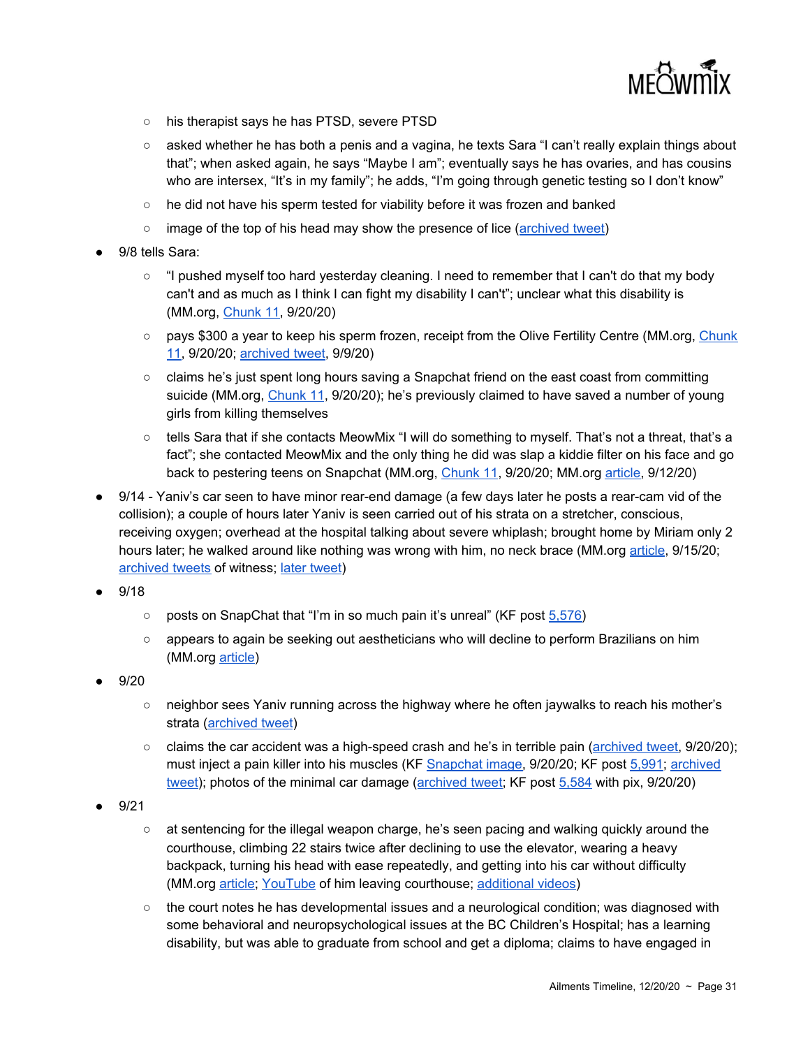- his therapist says he has PTSD, severe PTSD
- asked whether he has both a penis and a vagina, he texts Sara "I can't really explain things about that"; when asked again, he says "Maybe I am"; eventually says he has ovaries, and has cousins who are intersex, "It's in my family"; he adds, "I'm going through genetic testing so I don't know"
- he did not have his sperm tested for viability before it was frozen and banked
- image of the top of his head may show the presence of lice (archived tweet)

- 9/8 tells Sara:
  - "I pushed myself too hard yesterday cleaning. I need to remember that I can't do that my body can't and as much as I think I can fight my disability I can't"; unclear what this disability is (MM.org, Chunk 11, 9/20/20)
  - pays $300 a year to keep his sperm frozen, receipt from the Olive Fertility Centre (MM.org, Chunk 11, 9/20/20; archived tweet, 9/9/20)
  - claims he's just spent long hours saving a Snapchat friend on the east coast from committing suicide (MM.org, Chunk 11, 9/20/20); he's previously claimed to have saved a number of young girls from killing themselves
  - tells Sara that if she contacts MeowMix "I will do something to myself. That's not a threat, that's a fact"; she contacted MeowMix and the only thing he did was slap a kiddie filter on his face and go back to pestering teens on Snapchat (MM.org, Chunk 11, 9/20/20; MM.org article, 9/12/20)
- 9/14 - Yaniv's car seen to have minor rear-end damage (a few days later he posts a rear-cam vid of the collision); a couple of hours later Yaniv is seen carried out of his strata on a stretcher, conscious, receiving oxygen; overhead at the hospital talking about severe whiplash; brought home by Miriam only 2 hours later; he walked around like nothing was wrong with him, no neck brace (MM.org article, 9/15/20; archived tweets of witness; later tweet)
- 9/18
  - posts on SnapChat that "I'm in so much pain it's unreal" (KF post 5,576)
  - appears to again be seeking out aestheticians who will decline to perform Brazilians on him (MM.org article)
- 9/20
  - neighbor sees Yaniv running across the highway where he often jaywalks to reach his mother's strata (archived tweet)
  - claims the car accident was a high-speed crash and he's in terrible pain (archived tweet, 9/20/20); must inject a pain killer into his muscles (KF Snapchat image, 9/20/20; KF post 5,991; archived tweet); photos of the minimal car damage (archived tweet; KF post 5,584 with pix, 9/20/20)
- 9/21
  - at sentencing for the illegal weapon charge, he's seen pacing and walking quickly around the courthouse, climbing 22 stairs twice after declining to use the elevator, wearing a heavy backpack, turning his head with ease repeatedly, and getting into his car without difficulty (MM.org article; YouTube of him leaving courthouse; additional videos)
  - the court notes he has developmental issues and a neurological condition; was diagnosed with some behavioral and neuropsychological issues at the BC Children's Hospital; has a learning disability, but was able to graduate from school and get a diploma; claims to have engaged in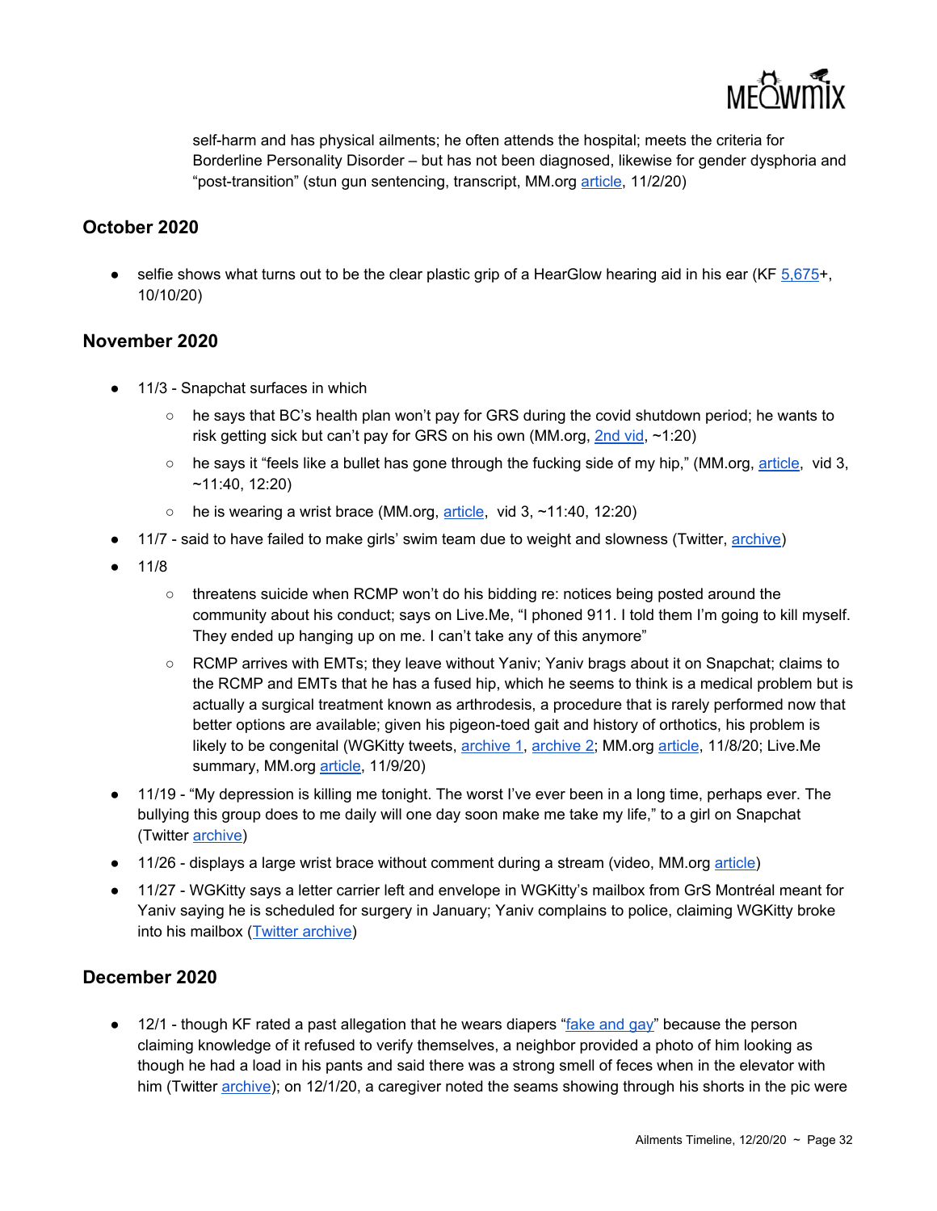self-harm and has physical ailments; he often attends the hospital; meets the criteria for Borderline Personality Disorder – but has not been diagnosed, likewise for gender dysphoria and "post-transition" (stun gun sentencing, transcript, MM.org article, 11/2/20)

## October 2020

- selfie shows what turns out to be the clear plastic grip of a HearGlow hearing aid in his ear (KF 5,675+, 10/10/20)

## November 2020

- 11/3 - Snapchat surfaces in which
  - he says that BC's health plan won't pay for GRS during the covid shutdown period; he wants to risk getting sick but can't pay for GRS on his own (MM.org, 2nd vid, ~1:20)
  - he says it "feels like a bullet has gone through the fucking side of my hip," (MM.org, article, vid 3, ~11:40, 12:20)
  - he is wearing a wrist brace (MM.org, article, vid 3, ~11:40, 12:20)
- 11/7 - said to have failed to make girls' swim team due to weight and slowness (Twitter, archive)
- 11/8
  - threatens suicide when RCMP won't do his bidding re: notices being posted around the community about his conduct; says on Live.Me, "I phoned 911. I told them I'm going to kill myself. They ended up hanging up on me. I can't take any of this anymore"
  - RCMP arrives with EMTs; they leave without Yaniv; Yaniv brags about it on Snapchat; claims to the RCMP and EMTs that he has a fused hip, which he seems to think is a medical problem but is actually a surgical treatment known as arthrodesis, a procedure that is rarely performed now that better options are available; given his pigeon-toed gait and history of orthotics, his problem is likely to be congenital (WGKitty tweets, archive 1, archive 2; MM.org article, 11/8/20; Live.Me summary, MM.org article, 11/9/20)
- 11/19 - "My depression is killing me tonight. The worst I've ever been in a long time, perhaps ever. The bullying this group does to me daily will one day soon make me take my life," to a girl on Snapchat (Twitter archive)
- 11/26 - displays a large wrist brace without comment during a stream (video, MM.org article)
- 11/27 - WGKitty says a letter carrier left and envelope in WGKitty's mailbox from GrS Montréal meant for Yaniv saying he is scheduled for surgery in January; Yaniv complains to police, claiming WGKitty broke into his mailbox (Twitter archive)

## December 2020

- 12/1 - though KF rated a past allegation that he wears diapers "fake and gay" because the person claiming knowledge of it refused to verify themselves, a neighbor provided a photo of him looking as though he had a load in his pants and said there was a strong smell of feces when in the elevator with him (Twitter archive); on 12/1/20, a caregiver noted the seams showing through his shorts in the pic were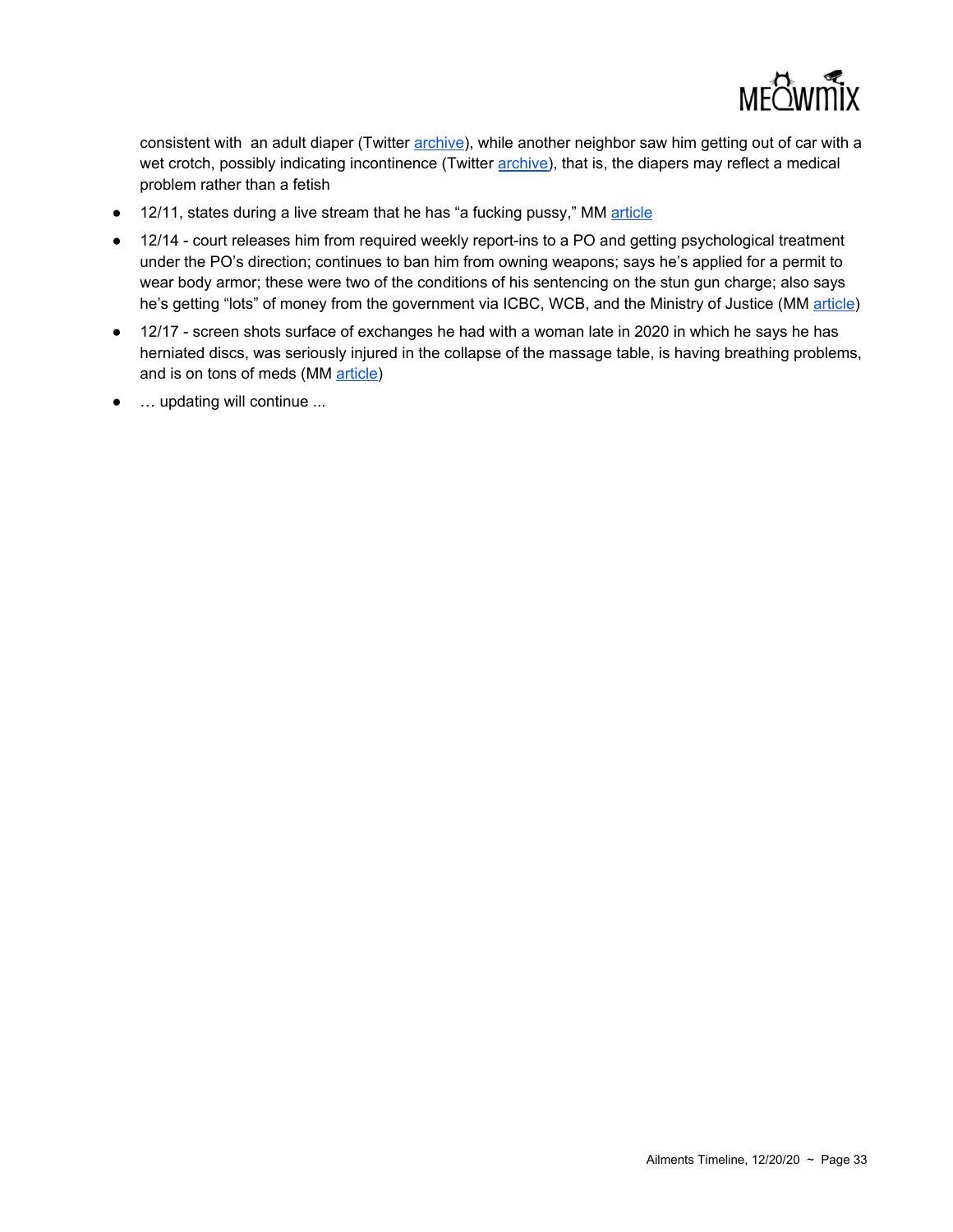consistent with an adult diaper (Twitter archive), while another neighbor saw him getting out of car with a wet crotch, possibly indicating incontinence (Twitter archive), that is, the diapers may reflect a medical problem rather than a fetish

- 12/11, states during a live stream that he has "a fucking pussy," MM article
- 12/14 - court releases him from required weekly report-ins to a PO and getting psychological treatment under the PO's direction; continues to ban him from owning weapons; says he's applied for a permit to wear body armor; these were two of the conditions of his sentencing on the stun gun charge; also says he's getting "lots" of money from the government via ICBC, WCB, and the Ministry of Justice (MM article)
- 12/17 - screen shots surface of exchanges he had with a woman late in 2020 in which he says he has herniated discs, was seriously injured in the collapse of the massage table, is having breathing problems, and is on tons of meds (MM article)
- … updating will continue ...